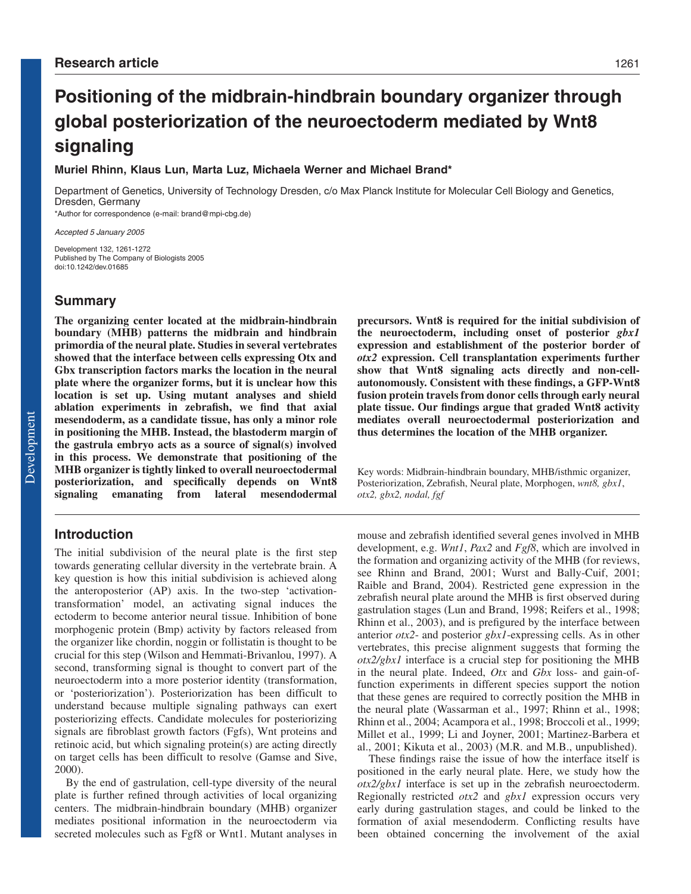Research article

# Positioning of the midbrain-hindbrain boundary organizer through global posteriorization of the neuroectoderm mediated by Wnt8 signaling

**Muriel Rhinn, Klaus Lun, Marta Luz, Michaela Werner and Michael Brand***

Department of Genetics, University of Technology Dresden, c/o Max Planck Institute for Molecular Cell Biology and Genetics, Dresden, Germany

*Author for correspondence (e-mail: brand@mpi-cbg.de)

*Accepted 5 January 2005*

Development 132, 1261-1272
Published by The Company of Biologists 2005
doi:10.1242/dev.01685

## Summary

**The organizing center located at the midbrain-hindbrain boundary (MHB) patterns the midbrain and hindbrain primordia of the neural plate. Studies in several vertebrates showed that the interface between cells expressing Otx and Gbx transcription factors marks the location in the neural plate where the organizer forms, but it is unclear how this location is set up. Using mutant analyses and shield ablation experiments in zebrafish, we find that axial mesendoderm, as a candidate tissue, has only a minor role in positioning the MHB. Instead, the blastoderm margin of the gastrula embryo acts as a source of signal(s) involved in this process. We demonstrate that positioning of the MHB organizer is tightly linked to overall neuroectodermal posteriorization, and specifically depends on Wnt8 signaling emanating from lateral mesendodermal precursors. Wnt8 is required for the initial subdivision of the neuroectoderm, including onset of posterior *gbx1* expression and establishment of the posterior border of *otx2* expression. Cell transplantation experiments further show that Wnt8 signaling acts directly and non-cell-autonomously. Consistent with these findings, a GFP-Wnt8 fusion protein travels from donor cells through early neural plate tissue. Our findings argue that graded Wnt8 activity mediates overall neuroectodermal posteriorization and thus determines the location of the MHB organizer.**

Key words: Midbrain-hindbrain boundary, MHB/isthmic organizer, Posteriorization, Zebrafish, Neural plate, Morphogen, *wnt8, gbx1, otx2, gbx2, nodal, fgf*

## Introduction

The initial subdivision of the neural plate is the first step towards generating cellular diversity in the vertebrate brain. A key question is how this initial subdivision is achieved along the anteroposterior (AP) axis. In the two-step 'activation-transformation' model, an activating signal induces the ectoderm to become anterior neural tissue. Inhibition of bone morphogenic protein (Bmp) activity by factors released from the organizer like chordin, noggin or follistatin is thought to be crucial for this step (Wilson and Hemmati-Brivanlou, 1997). A second, transforming signal is thought to convert part of the neuroectoderm into a more posterior identity (transformation, or 'posteriorization'). Posteriorization has been difficult to understand because multiple signaling pathways can exert posteriorizing effects. Candidate molecules for posteriorizing signals are fibroblast growth factors (Fgfs), Wnt proteins and retinoic acid, but which signaling protein(s) are acting directly on target cells has been difficult to resolve (Gamse and Sive, 2000).

By the end of gastrulation, cell-type diversity of the neural plate is further refined through activities of local organizing centers. The midbrain-hindbrain boundary (MHB) organizer mediates positional information in the neuroectoderm via secreted molecules such as Fgf8 or Wnt1. Mutant analyses in mouse and zebrafish identified several genes involved in MHB development, e.g. *Wnt1*, *Pax2* and *Fgf8*, which are involved in the formation and organizing activity of the MHB (for reviews, see Rhinn and Brand, 2001; Wurst and Bally-Cuif, 2001; Raible and Brand, 2004). Restricted gene expression in the zebrafish neural plate around the MHB is first observed during gastrulation stages (Lun and Brand, 1998; Reifers et al., 1998; Rhinn et al., 2003), and is prefigured by the interface between anterior *otx2*- and posterior *gbx1*-expressing cells. As in other vertebrates, this precise alignment suggests that forming the *otx2/gbx1* interface is a crucial step for positioning the MHB in the neural plate. Indeed, *Otx* and *Gbx* loss- and gain-of-function experiments in different species support the notion that these genes are required to correctly position the MHB in the neural plate (Wassarman et al., 1997; Rhinn et al., 1998; Rhinn et al., 2004; Acampora et al., 1998; Broccoli et al., 1999; Millet et al., 1999; Li and Joyner, 2001; Martinez-Barbera et al., 2001; Kikuta et al., 2003) (M.R. and M.B., unpublished).

These findings raise the issue of how the interface itself is positioned in the early neural plate. Here, we study how the *otx2/gbx1* interface is set up in the zebrafish neuroectoderm. Regionally restricted *otx2* and *gbx1* expression occurs very early during gastrulation stages, and could be linked to the formation of axial mesendoderm. Conflicting results have been obtained concerning the involvement of the axial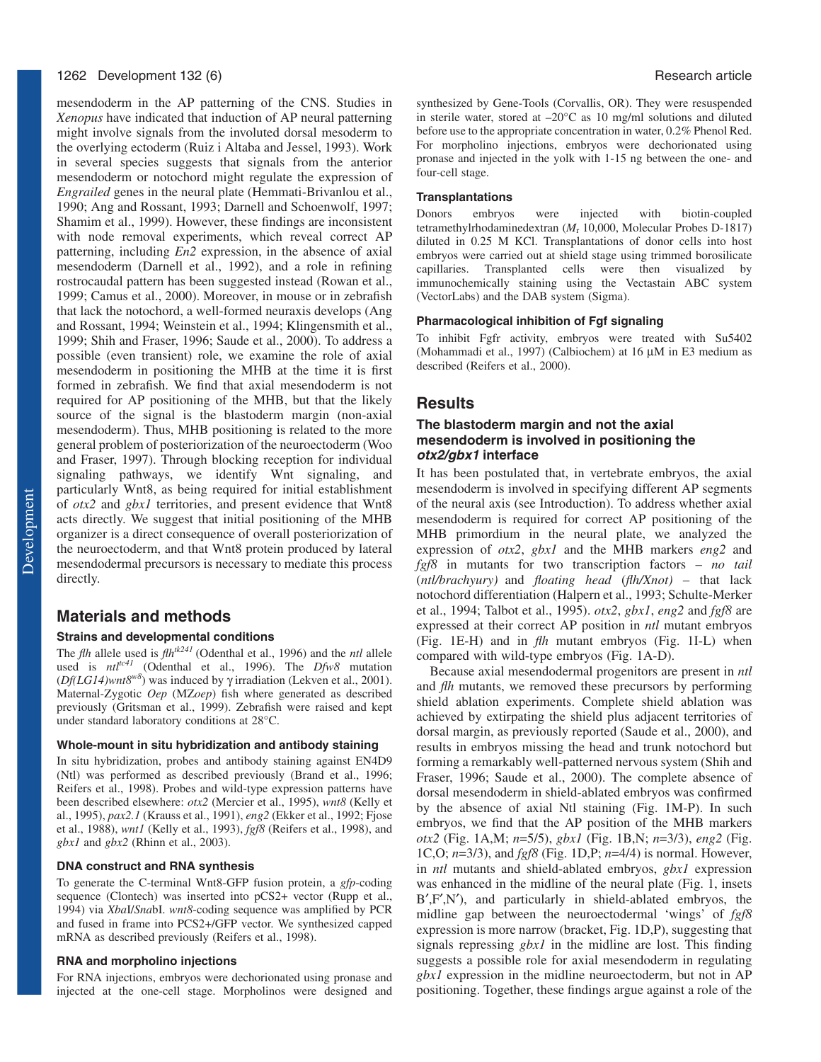mesendoderm in the AP patterning of the CNS. Studies in *Xenopus* have indicated that induction of AP neural patterning might involve signals from the involuted dorsal mesoderm to the overlying ectoderm (Ruiz i Altaba and Jessel, 1993). Work in several species suggests that signals from the anterior mesendoderm or notochord might regulate the expression of *Engrailed* genes in the neural plate (Hemmati-Brivanlou et al., 1990; Ang and Rossant, 1993; Darnell and Schoenwolf, 1997; Shamim et al., 1999). However, these findings are inconsistent with node removal experiments, which reveal correct AP patterning, including *En2* expression, in the absence of axial mesendoderm (Darnell et al., 1992), and a role in refining rostrocaudal pattern has been suggested instead (Rowan et al., 1999; Camus et al., 2000). Moreover, in mouse or in zebrafish that lack the notochord, a well-formed neuraxis develops (Ang and Rossant, 1994; Weinstein et al., 1994; Klingensmith et al., 1999; Shih and Fraser, 1996; Saude et al., 2000). To address a possible (even transient) role, we examine the role of axial mesendoderm in positioning the MHB at the time it is first formed in zebrafish. We find that axial mesendoderm is not required for AP positioning of the MHB, but that the likely source of the signal is the blastoderm margin (non-axial mesendoderm). Thus, MHB positioning is related to the more general problem of posteriorization of the neuroectoderm (Woo and Fraser, 1997). Through blocking reception for individual signaling pathways, we identify Wnt signaling, and particularly Wnt8, as being required for initial establishment of *otx2* and *gbx1* territories, and present evidence that Wnt8 acts directly. We suggest that initial positioning of the MHB organizer is a direct consequence of overall posteriorization of the neuroectoderm, and that Wnt8 protein produced by lateral mesendodermal precursors is necessary to mediate this process directly.

## Materials and methods

### Strains and developmental conditions

The *flh* allele used is *flh*$^{tk241}$ (Odenthal et al., 1996) and the *ntl* allele used is *ntl*$^{tc41}$ (Odenthal et al., 1996). The *Dfw8* mutation (*Df(LG14)wnt8*$^{w8}$) was induced by γ irradiation (Lekven et al., 2001). Maternal-Zygotic *Oep* (MZ*oep*) fish where generated as described previously (Gritsman et al., 1999). Zebrafish were raised and kept under standard laboratory conditions at 28°C.

### Whole-mount in situ hybridization and antibody staining

In situ hybridization, probes and antibody staining against EN4D9 (Ntl) was performed as described previously (Brand et al., 1996; Reifers et al., 1998). Probes and wild-type expression patterns have been described elsewhere: *otx2* (Mercier et al., 1995), *wnt8* (Kelly et al., 1995), *pax2.1* (Krauss et al., 1991), *eng2* (Ekker et al., 1992; Fjose et al., 1988), *wnt1* (Kelly et al., 1993), *fgf8* (Reifers et al., 1998), and *gbx1* and *gbx2* (Rhinn et al., 2003).

### DNA construct and RNA synthesis

To generate the C-terminal Wnt8-GFP fusion protein, a *gfp*-coding sequence (Clontech) was inserted into pCS2+ vector (Rupp et al., 1994) via *Xba*I/*Sna*bI. *wnt8*-coding sequence was amplified by PCR and fused in frame into PCS2+/GFP vector. We synthesized capped mRNA as described previously (Reifers et al., 1998).

### RNA and morpholino injections

For RNA injections, embryos were dechorionated using pronase and injected at the one-cell stage. Morpholinos were designed and synthesized by Gene-Tools (Corvallis, OR). They were resuspended in sterile water, stored at –20°C as 10 mg/ml solutions and diluted before use to the appropriate concentration in water, 0.2% Phenol Red. For morpholino injections, embryos were dechorionated using pronase and injected in the yolk with 1-15 ng between the one- and four-cell stage.

### Transplantations

Donors embryos were injected with biotin-coupled tetramethylrhodaminedextran ($M_r$ 10,000, Molecular Probes D-1817) diluted in 0.25 M KCl. Transplantations of donor cells into host embryos were carried out at shield stage using trimmed borosilicate capillaries. Transplanted cells were then visualized by immunochemically staining using the Vectastain ABC system (VectorLabs) and the DAB system (Sigma).

### Pharmacological inhibition of Fgf signaling

To inhibit Fgfr activity, embryos were treated with Su5402 (Mohammadi et al., 1997) (Calbiochem) at 16 μM in E3 medium as described (Reifers et al., 2000).

## Results

### The blastoderm margin and not the axial mesendoderm is involved in positioning the *otx2/gbx1* interface

It has been postulated that, in vertebrate embryos, the axial mesendoderm is involved in specifying different AP segments of the neural axis (see Introduction). To address whether axial mesendoderm is required for correct AP positioning of the MHB primordium in the neural plate, we analyzed the expression of *otx2*, *gbx1* and the MHB markers *eng2* and *fgf8* in mutants for two transcription factors – *no tail* (*ntl/brachyury)* and *floating head* (*flh/Xnot)* – that lack notochord differentiation (Halpern et al., 1993; Schulte-Merker et al., 1994; Talbot et al., 1995). *otx2*, *gbx1*, *eng2* and *fgf8* are expressed at their correct AP position in *ntl* mutant embryos (Fig. 1E-H) and in *flh* mutant embryos (Fig. 1I-L) when compared with wild-type embryos (Fig. 1A-D).

Because axial mesendodermal progenitors are present in *ntl* and *flh* mutants, we removed these precursors by performing shield ablation experiments. Complete shield ablation was achieved by extirpating the shield plus adjacent territories of dorsal margin, as previously reported (Saude et al., 2000), and results in embryos missing the head and trunk notochord but forming a remarkably well-patterned nervous system (Shih and Fraser, 1996; Saude et al., 2000). The complete absence of dorsal mesendoderm in shield-ablated embryos was confirmed by the absence of axial Ntl staining (Fig. 1M-P). In such embryos, we find that the AP position of the MHB markers *otx2* (Fig. 1A,M; *n*=5/5), *gbx1* (Fig. 1B,N; *n*=3/3), *eng2* (Fig. 1C,O; *n*=3/3), and *fgf8* (Fig. 1D,P; *n*=4/4) is normal. However, in *ntl* mutants and shield-ablated embryos, *gbx1* expression was enhanced in the midline of the neural plate (Fig. 1, insets B′,F′,N′), and particularly in shield-ablated embryos, the midline gap between the neuroectodermal 'wings' of *fgf8* expression is more narrow (bracket, Fig. 1D,P), suggesting that signals repressing *gbx1* in the midline are lost. This finding suggests a possible role for axial mesendoderm in regulating *gbx1* expression in the midline neuroectoderm, but not in AP positioning. Together, these findings argue against a role of the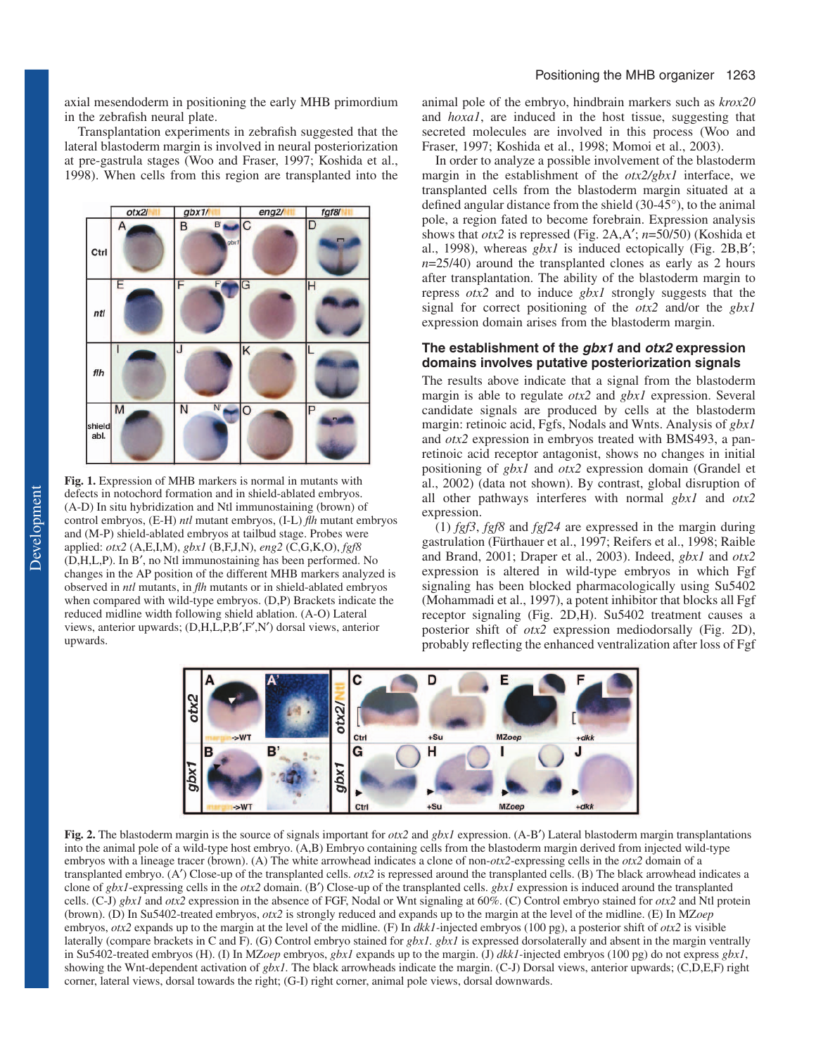axial mesendoderm in positioning the early MHB primordium in the zebrafish neural plate.

Transplantation experiments in zebrafish suggested that the lateral blastoderm margin is involved in neural posteriorization at pre-gastrula stages (Woo and Fraser, 1997; Koshida et al., 1998). When cells from this region are transplanted into the animal pole of the embryo, hindbrain markers such as *krox20* and *hoxa1*, are induced in the host tissue, suggesting that secreted molecules are involved in this process (Woo and Fraser, 1997; Koshida et al., 1998; Momoi et al., 2003).

**Fig. 1.** Expression of MHB markers is normal in mutants with defects in notochord formation and in shield-ablated embryos. (A-D) In situ hybridization and Ntl immunostaining (brown) of control embryos, (E-H) *ntl* mutant embryos, (I-L) *flh* mutant embryos and (M-P) shield-ablated embryos at tailbud stage. Probes were applied: *otx2* (A,E,I,M), *gbx1* (B,F,J,N), *eng2* (C,G,K,O), *fgf8* (D,H,L,P). In B′, no Ntl immunostaining has been performed. No changes in the AP position of the different MHB markers analyzed is observed in *ntl* mutants, in *flh* mutants or in shield-ablated embryos when compared with wild-type embryos. (D,P) Brackets indicate the reduced midline width following shield ablation. (A-O) Lateral views, anterior upwards; (D,H,L,P,B′,F′,N′) dorsal views, anterior upwards.

In order to analyze a possible involvement of the blastoderm margin in the establishment of the *otx2/gbx1* interface, we transplanted cells from the blastoderm margin situated at a defined angular distance from the shield (30-45°), to the animal pole, a region fated to become forebrain. Expression analysis shows that *otx2* is repressed (Fig. 2A,A′; *n*=50/50) (Koshida et al., 1998), whereas *gbx1* is induced ectopically (Fig. 2B,B′; *n*=25/40) around the transplanted clones as early as 2 hours after transplantation. The ability of the blastoderm margin to repress *otx2* and to induce *gbx1* strongly suggests that the signal for correct positioning of the *otx2* and/or the *gbx1* expression domain arises from the blastoderm margin.

### The establishment of the *gbx1* and *otx2* expression domains involves putative posteriorization signals

The results above indicate that a signal from the blastoderm margin is able to regulate *otx2* and *gbx1* expression. Several candidate signals are produced by cells at the blastoderm margin: retinoic acid, Fgfs, Nodals and Wnts. Analysis of *gbx1* and *otx2* expression in embryos treated with BMS493, a pan-retinoic acid receptor antagonist, shows no changes in initial positioning of *gbx1* and *otx2* expression domain (Grandel et al., 2002) (data not shown). By contrast, global disruption of all other pathways interferes with normal *gbx1* and *otx2* expression.

(1) *fgf3*, *fgf8* and *fgf24* are expressed in the margin during gastrulation (Fürthauer et al., 1997; Reifers et al., 1998; Raible and Brand, 2001; Draper et al., 2003). Indeed, *gbx1* and *otx2* expression is altered in wild-type embryos in which Fgf signaling has been blocked pharmacologically using Su5402 (Mohammadi et al., 1997), a potent inhibitor that blocks all Fgf receptor signaling (Fig. 2D,H). Su5402 treatment causes a posterior shift of *otx2* expression mediodorsally (Fig. 2D), probably reflecting the enhanced ventralization after loss of Fgf

**Fig. 2.** The blastoderm margin is the source of signals important for *otx2* and *gbx1* expression. (A-B′) Lateral blastoderm margin transplantations into the animal pole of a wild-type host embryo. (A,B) Embryo containing cells from the blastoderm margin derived from injected wild-type embryos with a lineage tracer (brown). (A) The white arrowhead indicates a clone of non-*otx2*-expressing cells in the *otx2* domain of a transplanted embryo. (A′) Close-up of the transplanted cells. *otx2* is repressed around the transplanted cells. (B) The black arrowhead indicates a clone of *gbx1*-expressing cells in the *otx2* domain. (B′) Close-up of the transplanted cells. *gbx1* expression is induced around the transplanted cells. (C-J) *gbx1* and *otx2* expression in the absence of FGF, Nodal or Wnt signaling at 60%. (C) Control embryo stained for *otx2* and Ntl protein (brown). (D) In Su5402-treated embryos, *otx2* is strongly reduced and expands up to the margin at the level of the midline. (E) In MZ*oep* embryos, *otx2* expands up to the margin at the level of the midline. (F) In *dkk1*-injected embryos (100 pg), a posterior shift of *otx2* is visible laterally (compare brackets in C and F). (G) Control embryo stained for *gbx1*. *gbx1* is expressed dorsolaterally and absent in the margin ventrally in Su5402-treated embryos (H). (I) In MZ*oep* embryos, *gbx1* expands up to the margin. (J) *dkk1*-injected embryos (100 pg) do not express *gbx1*, showing the Wnt-dependent activation of *gbx1*. The black arrowheads indicate the margin. (C-J) Dorsal views, anterior upwards; (C,D,E,F) right corner, lateral views, dorsal towards the right; (G-I) right corner, animal pole views, dorsal downwards.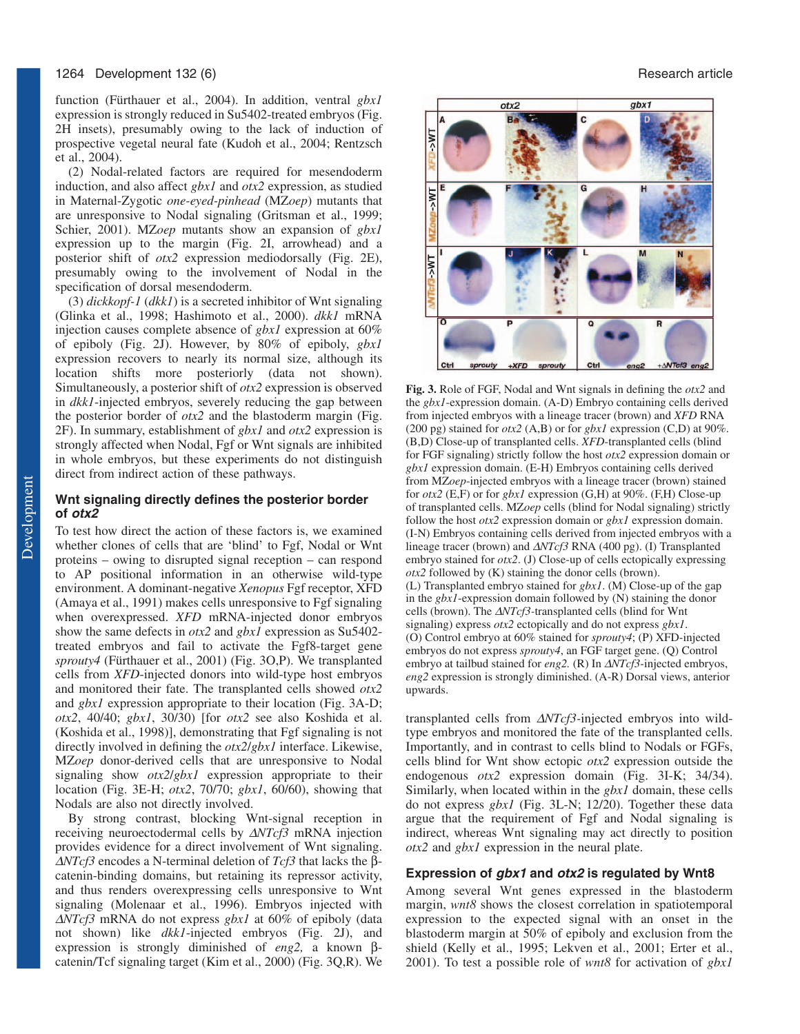function (Fürthauer et al., 2004). In addition, ventral *gbx1* expression is strongly reduced in Su5402-treated embryos (Fig. 2H insets), presumably owing to the lack of induction of prospective vegetal neural fate (Kudoh et al., 2004; Rentzsch et al., 2004).

(2) Nodal-related factors are required for mesendoderm induction, and also affect *gbx1* and *otx2* expression, as studied in Maternal-Zygotic *one-eyed-pinhead* (MZ*oep*) mutants that are unresponsive to Nodal signaling (Gritsman et al., 1999; Schier, 2001). MZ*oep* mutants show an expansion of *gbx1* expression up to the margin (Fig. 2I, arrowhead) and a posterior shift of *otx2* expression mediodorsally (Fig. 2E), presumably owing to the involvement of Nodal in the specification of dorsal mesendoderm.

(3) *dickkopf-1* (*dkk1*) is a secreted inhibitor of Wnt signaling (Glinka et al., 1998; Hashimoto et al., 2000). *dkk1* mRNA injection causes complete absence of *gbx1* expression at 60% of epiboly (Fig. 2J). However, by 80% of epiboly, *gbx1* expression recovers to nearly its normal size, although its location shifts more posteriorly (data not shown). Simultaneously, a posterior shift of *otx2* expression is observed in *dkk1*-injected embryos, severely reducing the gap between the posterior border of *otx2* and the blastoderm margin (Fig. 2F). In summary, establishment of *gbx1* and *otx2* expression is strongly affected when Nodal, Fgf or Wnt signals are inhibited in whole embryos, but these experiments do not distinguish direct from indirect action of these pathways.

## Wnt signaling directly defines the posterior border of *otx2*

To test how direct the action of these factors is, we examined whether clones of cells that are 'blind' to Fgf, Nodal or Wnt proteins – owing to disrupted signal reception – can respond to AP positional information in an otherwise wild-type environment. A dominant-negative *Xenopus* Fgf receptor, XFD (Amaya et al., 1991) makes cells unresponsive to Fgf signaling when overexpressed. *XFD* mRNA-injected donor embryos show the same defects in *otx2* and *gbx1* expression as Su5402-treated embryos and fail to activate the Fgf8-target gene *sprouty4* (Fürthauer et al., 2001) (Fig. 3O,P). We transplanted cells from *XFD*-injected donors into wild-type host embryos and monitored their fate. The transplanted cells showed *otx2* and *gbx1* expression appropriate to their location (Fig. 3A-D; *otx2*, 40/40; *gbx1*, 30/30) [for *otx2* see also Koshida et al. (Koshida et al., 1998)], demonstrating that Fgf signaling is not directly involved in defining the *otx2*/*gbx1* interface. Likewise, MZ*oep* donor-derived cells that are unresponsive to Nodal signaling show *otx2*/*gbx1* expression appropriate to their location (Fig. 3E-H; *otx2*, 70/70; *gbx1*, 60/60), showing that Nodals are also not directly involved.

By strong contrast, blocking Wnt-signal reception in receiving neuroectodermal cells by *ΔNTcf3* mRNA injection provides evidence for a direct involvement of Wnt signaling. *ΔNTcf3* encodes a N-terminal deletion of *Tcf3* that lacks the β-catenin-binding domains, but retaining its repressor activity, and thus renders overexpressing cells unresponsive to Wnt signaling (Molenaar et al., 1996). Embryos injected with *ΔNTcf3* mRNA do not express *gbx1* at 60% of epiboly (data not shown) like *dkk1*-injected embryos (Fig. 2J), and expression is strongly diminished of *eng2,* a known β-catenin/Tcf signaling target (Kim et al., 2000) (Fig. 3Q,R). We transplanted cells from *ΔNTcf3*-injected embryos into wild-type embryos and monitored the fate of the transplanted cells. Importantly, and in contrast to cells blind to Nodals or FGFs, cells blind for Wnt show ectopic *otx2* expression outside the endogenous *otx2* expression domain (Fig. 3I-K; 34/34). Similarly, when located within in the *gbx1* domain, these cells do not express *gbx1* (Fig. 3L-N; 12/20). Together these data argue that the requirement of Fgf and Nodal signaling is indirect, whereas Wnt signaling may act directly to position *otx2* and *gbx1* expression in the neural plate.

**Fig. 3.** Role of FGF, Nodal and Wnt signals in defining the *otx2* and the *gbx1*-expression domain. (A-D) Embryo containing cells derived from injected embryos with a lineage tracer (brown) and *XFD* RNA (200 pg) stained for *otx2* (A,B) or for *gbx1* expression (C,D) at 90%. (B,D) Close-up of transplanted cells. *XFD*-transplanted cells (blind for FGF signaling) strictly follow the host *otx2* expression domain or *gbx1* expression domain. (E-H) Embryos containing cells derived from MZ*oep*-injected embryos with a lineage tracer (brown) stained for *otx2* (E,F) or for *gbx1* expression (G,H) at 90%. (F,H) Close-up of transplanted cells. MZ*oep* cells (blind for Nodal signaling) strictly follow the host *otx2* expression domain or *gbx1* expression domain. (I-N) Embryos containing cells derived from injected embryos with a lineage tracer (brown) and *ΔNTcf3* RNA (400 pg). (I) Transplanted embryo stained for *otx2*. (J) Close-up of cells ectopically expressing *otx2* followed by (K) staining the donor cells (brown). (L) Transplanted embryo stained for *gbx1*. (M) Close-up of the gap in the *gbx1*-expression domain followed by (N) staining the donor cells (brown). The *ΔNTcf3*-transplanted cells (blind for Wnt signaling) express *otx2* ectopically and do not express *gbx1*. (O) Control embryo at 60% stained for *sprouty4*; (P) XFD-injected embryos do not express *sprouty4*, an FGF target gene. (Q) Control embryo at tailbud stained for *eng2*. (R) In *ΔNTcf3*-injected embryos, *eng2* expression is strongly diminished. (A-R) Dorsal views, anterior upwards.

## Expression of *gbx1* and *otx2* is regulated by Wnt8

Among several Wnt genes expressed in the blastoderm margin, *wnt8* shows the closest correlation in spatiotemporal expression to the expected signal with an onset in the blastoderm margin at 50% of epiboly and exclusion from the shield (Kelly et al., 1995; Lekven et al., 2001; Erter et al., 2001). To test a possible role of *wnt8* for activation of *gbx1*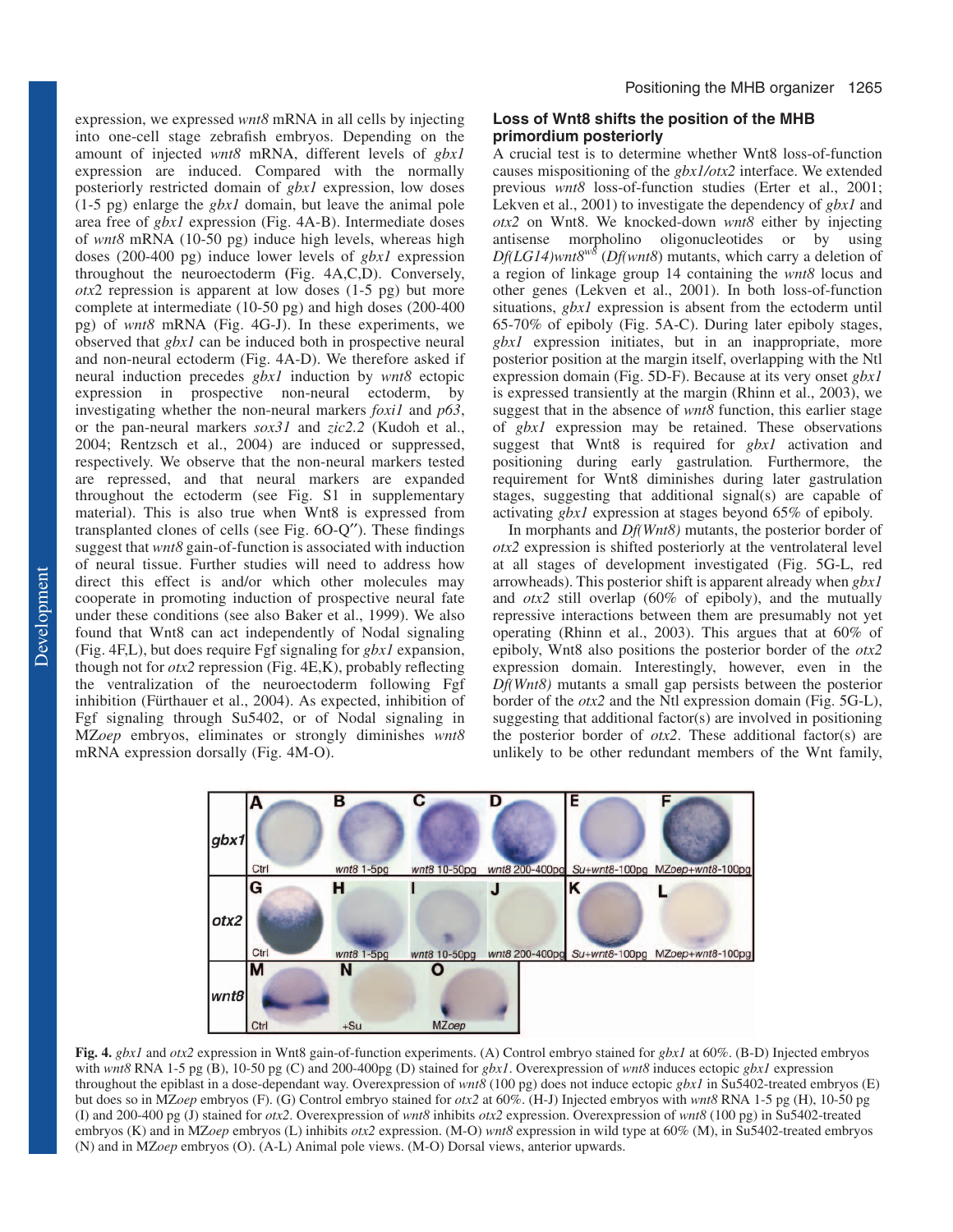expression, we expressed *wnt8* mRNA in all cells by injecting into one-cell stage zebrafish embryos. Depending on the amount of injected *wnt8* mRNA, different levels of *gbx1* expression are induced. Compared with the normally posteriorly restricted domain of *gbx1* expression, low doses (1-5 pg) enlarge the *gbx1* domain, but leave the animal pole area free of *gbx1* expression (Fig. 4A-B). Intermediate doses of *wnt8* mRNA (10-50 pg) induce high levels, whereas high doses (200-400 pg) induce lower levels of *gbx1* expression throughout the neuroectoderm (Fig. 4A,C,D). Conversely, *otx*2 repression is apparent at low doses (1-5 pg) but more complete at intermediate (10-50 pg) and high doses (200-400 pg) of *wnt8* mRNA (Fig. 4G-J). In these experiments, we observed that *gbx1* can be induced both in prospective neural and non-neural ectoderm (Fig. 4A-D). We therefore asked if neural induction precedes *gbx1* induction by *wnt8* ectopic expression in prospective non-neural ectoderm, by investigating whether the non-neural markers *foxi1* and *p63*, or the pan-neural markers *sox31* and *zic2.2* (Kudoh et al., 2004; Rentzsch et al., 2004) are induced or suppressed, respectively. We observe that the non-neural markers tested are repressed, and that neural markers are expanded throughout the ectoderm (see Fig. S1 in supplementary material). This is also true when Wnt8 is expressed from transplanted clones of cells (see Fig. 6O-Q″). These findings suggest that *wnt8* gain-of-function is associated with induction of neural tissue. Further studies will need to address how direct this effect is and/or which other molecules may cooperate in promoting induction of prospective neural fate under these conditions (see also Baker et al., 1999). We also found that Wnt8 can act independently of Nodal signaling (Fig. 4F,L), but does require Fgf signaling for *gbx1* expansion, though not for *otx2* repression (Fig. 4E,K), probably reflecting the ventralization of the neuroectoderm following Fgf inhibition (Fürthauer et al., 2004). As expected, inhibition of Fgf signaling through Su5402, or of Nodal signaling in MZ*oep* embryos, eliminates or strongly diminishes *wnt8* mRNA expression dorsally (Fig. 4M-O).

## Loss of Wnt8 shifts the position of the MHB primordium posteriorly

A crucial test is to determine whether Wnt8 loss-of-function causes mispositioning of the *gbx1/otx2* interface. We extended previous *wnt8* loss-of-function studies (Erter et al., 2001; Lekven et al., 2001) to investigate the dependency of *gbx1* and *otx2* on Wnt8. We knocked-down *wnt8* either by injecting antisense morpholino oligonucleotides or by using *Df(LG14)wnt8*$^{w8}$ (*Df(wnt8)*) mutants, which carry a deletion of a region of linkage group 14 containing the *wnt8* locus and other genes (Lekven et al., 2001). In both loss-of-function situations, *gbx1* expression is absent from the ectoderm until 65-70% of epiboly (Fig. 5A-C). During later epiboly stages, *gbx1* expression initiates, but in an inappropriate, more posterior position at the margin itself, overlapping with the Ntl expression domain (Fig. 5D-F). Because at its very onset *gbx1* is expressed transiently at the margin (Rhinn et al., 2003), we suggest that in the absence of *wnt8* function, this earlier stage of *gbx1* expression may be retained. These observations suggest that Wnt8 is required for *gbx1* activation and positioning during early gastrulation. Furthermore, the requirement for Wnt8 diminishes during later gastrulation stages, suggesting that additional signal(s) are capable of activating *gbx1* expression at stages beyond 65% of epiboly.

In morphants and *Df(Wnt8)* mutants, the posterior border of *otx2* expression is shifted posteriorly at the ventrolateral level at all stages of development investigated (Fig. 5G-L, red arrowheads). This posterior shift is apparent already when *gbx1* and *otx2* still overlap (60% of epiboly), and the mutually repressive interactions between them are presumably not yet operating (Rhinn et al., 2003). This argues that at 60% of epiboly, Wnt8 also positions the posterior border of the *otx2* expression domain. Interestingly, however, even in the *Df(Wnt8)* mutants a small gap persists between the posterior border of the *otx2* and the Ntl expression domain (Fig. 5G-L), suggesting that additional factor(s) are involved in positioning the posterior border of *otx2*. These additional factor(s) are unlikely to be other redundant members of the Wnt family,

**Fig. 4.** *gbx1* and *otx2* expression in Wnt8 gain-of-function experiments. (A) Control embryo stained for *gbx1* at 60%. (B-D) Injected embryos with *wnt8* RNA 1-5 pg (B), 10-50 pg (C) and 200-400pg (D) stained for *gbx1*. Overexpression of *wnt8* induces ectopic *gbx1* expression throughout the epiblast in a dose-dependant way. Overexpression of *wnt8* (100 pg) does not induce ectopic *gbx1* in Su5402-treated embryos (E) but does so in MZ*oep* embryos (F). (G) Control embryo stained for *otx2* at 60%. (H-J) Injected embryos with *wnt8* RNA 1-5 pg (H), 10-50 pg (I) and 200-400 pg (J) stained for *otx2*. Overexpression of *wnt8* inhibits *otx2* expression. Overexpression of *wnt8* (100 pg) in Su5402-treated embryos (K) and in MZ*oep* embryos (L) inhibits *otx2* expression. (M-O) *wnt8* expression in wild type at 60% (M), in Su5402-treated embryos (N) and in MZ*oep* embryos (O). (A-L) Animal pole views. (M-O) Dorsal views, anterior upwards.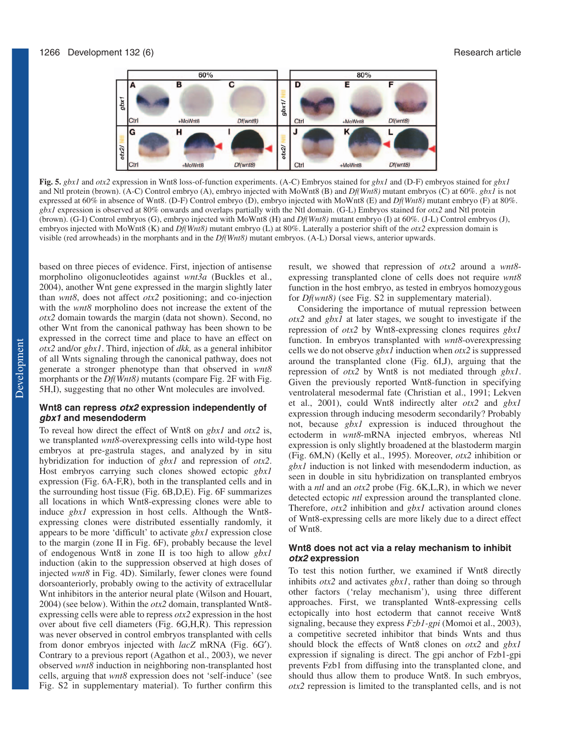**Fig. 5.** *gbx1* and *otx2* expression in Wnt8 loss-of-function experiments. (A-C) Embryos stained for *gbx1* and (D-F) embryos stained for *gbx1* and Ntl protein (brown). (A-C) Control embryo (A), embryo injected with MoWnt8 (B) and *Df(Wnt8)* mutant embryos (C) at 60%. *gbx1* is not expressed at 60% in absence of Wnt8. (D-F) Control embryo (D), embryo injected with MoWnt8 (E) and *Df(Wnt8)* mutant embryo (F) at 80%. *gbx1* expression is observed at 80% onwards and overlaps partially with the Ntl domain. (G-L) Embryos stained for *otx2* and Ntl protein (brown). (G-I) Control embryos (G), embryo injected with MoWnt8 (H) and *Df(Wnt8)* mutant embryo (I) at 60%. (J-L) Control embryos (J), embryos injected with MoWnt8 (K) and *Df(Wnt8)* mutant embryo (L) at 80%. Laterally a posterior shift of the *otx2* expression domain is visible (red arrowheads) in the morphants and in the *Df(Wnt8)* mutant embryos. (A-L) Dorsal views, anterior upwards.

based on three pieces of evidence. First, injection of antisense morpholino oligonucleotides against *wnt3a* (Buckles et al., 2004), another Wnt gene expressed in the margin slightly later than *wnt8*, does not affect *otx2* positioning; and co-injection with the *wnt8* morpholino does not increase the extent of the *otx2* domain towards the margin (data not shown). Second, no other Wnt from the canonical pathway has been shown to be expressed in the correct time and place to have an effect on *otx2* and/or *gbx1*. Third, injection of *dkk,* as a general inhibitor of all Wnts signaling through the canonical pathway, does not generate a stronger phenotype than that observed in *wnt8* morphants or the *Df(Wnt8)* mutants (compare Fig. 2F with Fig. 5H,I), suggesting that no other Wnt molecules are involved.

### Wnt8 can repress *otx2* expression independently of *gbx1* and mesendoderm

To reveal how direct the effect of Wnt8 on *gbx1* and *otx2* is, we transplanted *wnt8*-overexpressing cells into wild-type host embryos at pre-gastrula stages, and analyzed by in situ hybridization for induction of *gbx1* and repression of *otx2*. Host embryos carrying such clones showed ectopic *gbx1* expression (Fig. 6A-F,R), both in the transplanted cells and in the surrounding host tissue (Fig. 6B,D,E). Fig. 6F summarizes all locations in which Wnt8-expressing clones were able to induce *gbx1* expression in host cells. Although the Wnt8-expressing clones were distributed essentially randomly, it appears to be more 'difficult' to activate *gbx1* expression close to the margin (zone II in Fig. 6F), probably because the level of endogenous Wnt8 in zone II is too high to allow *gbx1* induction (akin to the suppression observed at high doses of injected *wnt8* in Fig. 4D). Similarly, fewer clones were found dorsoanteriorly, probably owing to the activity of extracellular Wnt inhibitors in the anterior neural plate (Wilson and Houart, 2004) (see below). Within the *otx2* domain, transplanted Wnt8-expressing cells were able to repress *otx2* expression in the host over about five cell diameters (Fig. 6G,H,R). This repression was never observed in control embryos transplanted with cells from donor embryos injected with *lacZ* mRNA (Fig. 6G′). Contrary to a previous report (Agathon et al., 2003), we never observed *wnt8* induction in neighboring non-transplanted host cells, arguing that *wnt8* expression does not 'self-induce' (see Fig. S2 in supplementary material). To further confirm this result, we showed that repression of *otx2* around a *wnt8*-expressing transplanted clone of cells does not require *wnt8* function in the host embryo, as tested in embryos homozygous for *Df(wnt8)* (see Fig. S2 in supplementary material).

Considering the importance of mutual repression between *otx2* and *gbx1* at later stages, we sought to investigate if the repression of *otx2* by Wnt8-expressing clones requires *gbx1* function. In embryos transplanted with *wnt8*-overexpressing cells we do not observe *gbx1* induction when *otx2* is suppressed around the transplanted clone (Fig. 6I,J), arguing that the repression of *otx2* by Wnt8 is not mediated through *gbx1*. Given the previously reported Wnt8-function in specifying ventrolateral mesodermal fate (Christian et al., 1991; Lekven et al., 2001), could Wnt8 indirectly alter *otx2* and *gbx1* expression through inducing mesoderm secondarily? Probably not, because *gbx1* expression is induced throughout the ectoderm in *wnt8*-mRNA injected embryos, whereas Ntl expression is only slightly broadened at the blastoderm margin (Fig. 6M,N) (Kelly et al., 1995). Moreover, *otx2* inhibition or *gbx1* induction is not linked with mesendoderm induction, as seen in double in situ hybridization on transplanted embryos with a *ntl* and an *otx2* probe (Fig. 6K,L,R), in which we never detected ectopic *ntl* expression around the transplanted clone. Therefore, *otx2* inhibition and *gbx1* activation around clones of Wnt8-expressing cells are more likely due to a direct effect of Wnt8.

### Wnt8 does not act via a relay mechanism to inhibit *otx2* expression

To test this notion further, we examined if Wnt8 directly inhibits *otx2* and activates *gbx1*, rather than doing so through other factors ('relay mechanism'), using three different approaches. First, we transplanted Wnt8-expressing cells ectopically into host ectoderm that cannot receive Wnt8 signaling, because they express *Fzb1-gpi* (Momoi et al., 2003), a competitive secreted inhibitor that binds Wnts and thus should block the effects of Wnt8 clones on *otx2* and *gbx1* expression if signaling is direct. The gpi anchor of Fzb1-gpi prevents Fzb1 from diffusing into the transplanted clone, and should thus allow them to produce Wnt8. In such embryos, *otx2* repression is limited to the transplanted cells, and is not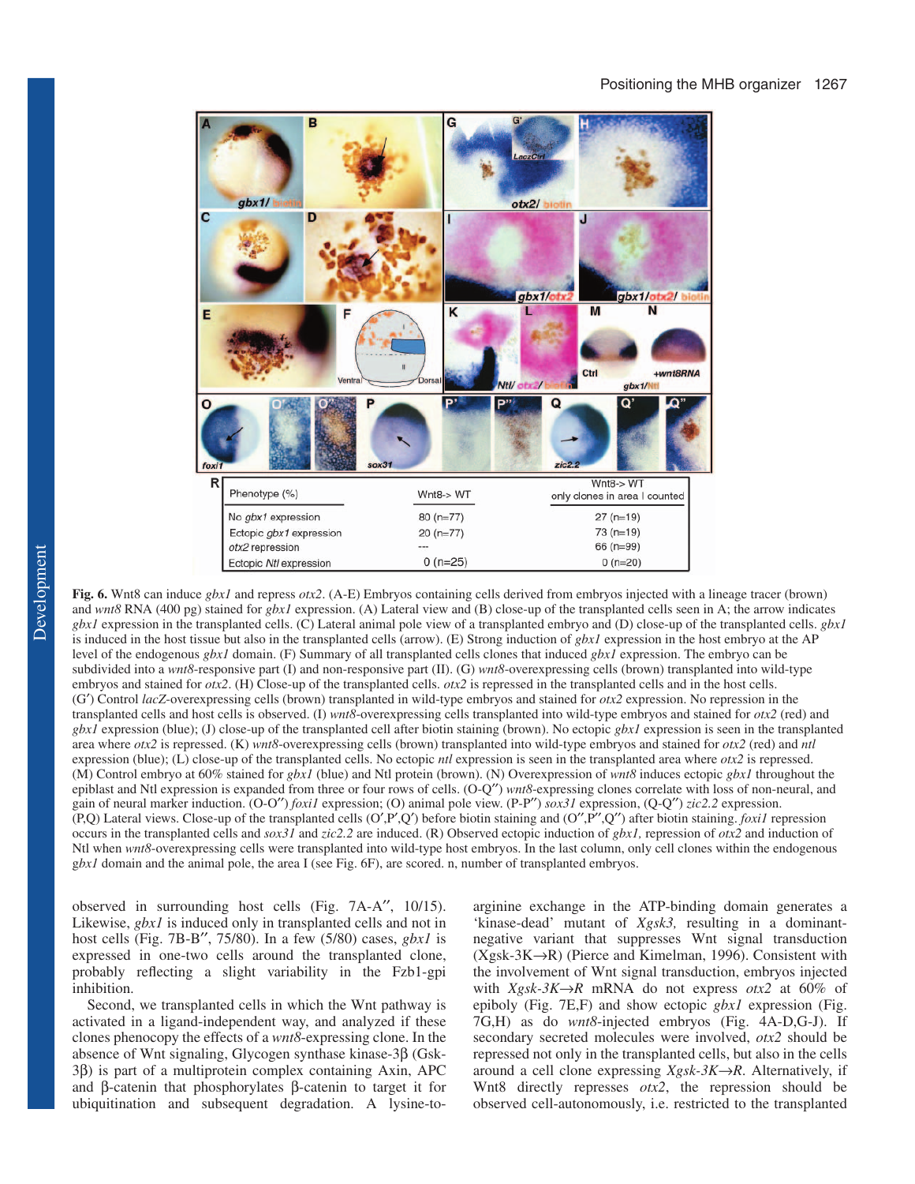| Phenotype (%) | Wnt8-> WT | Wnt8-> WT only clones in area I counted |
|---|---|---|
| No *gbx1* expression | 80 (n=77) | 27 (n=19) |
| Ectopic *gbx1* expression | 20 (n=77) | 73 (n=19) |
| *otx2* repression | --- | 66 (n=99) |
| Ectopic *Ntl* expression | 0 (n=25) | 0 (n=20) |

**Fig. 6.** Wnt8 can induce *gbx1* and repress *otx2*. (A-E) Embryos containing cells derived from embryos injected with a lineage tracer (brown) and *wnt8* RNA (400 pg) stained for *gbx1* expression. (A) Lateral view and (B) close-up of the transplanted cells seen in A; the arrow indicates *gbx1* expression in the transplanted cells. (C) Lateral animal pole view of a transplanted embryo and (D) close-up of the transplanted cells. *gbx1* is induced in the host tissue but also in the transplanted cells (arrow). (E) Strong induction of *gbx1* expression in the host embryo at the AP level of the endogenous *gbx1* domain. (F) Summary of all transplanted cells clones that induced *gbx1* expression. The embryo can be subdivided into a *wnt8*-responsive part (I) and non-responsive part (II). (G) *wnt8*-overexpressing cells (brown) transplanted into wild-type embryos and stained for *otx2*. (H) Close-up of the transplanted cells. *otx2* is repressed in the transplanted cells and in the host cells. (G′) Control *lacZ*-overexpressing cells (brown) transplanted in wild-type embryos and stained for *otx2* expression. No repression in the transplanted cells and the host cells is observed. (I) *wnt8*-overexpressing cells transplanted into wild-type embryos and stained for *otx2* (red) and *gbx1* expression (blue); (J) close-up of the transplanted cell after biotin staining (brown). No ectopic *gbx1* expression is seen in the transplanted area where *otx2* is repressed. (K) *wnt8*-overexpressing cells (brown) transplanted into wild-type embryos and stained for *otx2* (red) and *ntl* expression (blue); (L) close-up of the transplanted cells. No ectopic *ntl* expression is seen in the transplanted area where *otx2* is repressed. (M) Control embryo at 60% stained for *gbx1* (blue) and Ntl protein (brown). (N) Overexpression of *wnt8* induces ectopic *gbx1* throughout the epiblast and Ntl expression is expanded from three or four rows of cells. (O-Q″) *wnt8*-expressing clones correlate with loss of non-neural, and gain of neural marker induction. (O-O″) *foxi1* expression; (O) animal pole view. (P-P″) *sox31* expression, (Q-Q″) *zic2.2* expression. (P,Q) Lateral views. Close-up of the transplanted cells (O′,P′,Q′) before biotin staining and (O″,P″,Q″) after biotin staining. *foxi1* repression occurs in the transplanted cells and *sox31* and *zic2.2* are induced. (R) Observed ectopic induction of *gbx1,* repression of *otx2* and induction of Ntl when *wnt8*-overexpressing cells were transplanted into wild-type host embryos. In the last column, only cell clones within the endogenous *gbx1* domain and the animal pole, the area I (see Fig. 6F), are scored. n, number of transplanted embryos.

observed in surrounding host cells (Fig. 7A-A″, 10/15). Likewise, *gbx1* is induced only in transplanted cells and not in host cells (Fig. 7B-B″, 75/80). In a few (5/80) cases, *gbx1* is expressed in one-two cells around the transplanted clone, probably reflecting a slight variability in the Fzb1-gpi inhibition.

Second, we transplanted cells in which the Wnt pathway is activated in a ligand-independent way, and analyzed if these clones phenocopy the effects of a *wnt8*-expressing clone. In the absence of Wnt signaling, Glycogen synthase kinase-3β (Gsk-3β) is part of a multiprotein complex containing Axin, APC and β-catenin that phosphorylates β-catenin to target it for ubiquitination and subsequent degradation. A lysine-to-arginine exchange in the ATP-binding domain generates a 'kinase-dead' mutant of *Xgsk3,* resulting in a dominant-negative variant that suppresses Wnt signal transduction (Xgsk-3K→R) (Pierce and Kimelman, 1996). Consistent with the involvement of Wnt signal transduction, embryos injected with *Xgsk-3K→R* mRNA do not express *otx2* at 60% of epiboly (Fig. 7E,F) and show ectopic *gbx1* expression (Fig. 7G,H) as do *wnt8*-injected embryos (Fig. 4A-D,G-J). If secondary secreted molecules were involved, *otx2* should be repressed not only in the transplanted cells, but also in the cells around a cell clone expressing *Xgsk-3K→R*. Alternatively, if Wnt8 directly represses *otx2*, the repression should be observed cell-autonomously, i.e. restricted to the transplanted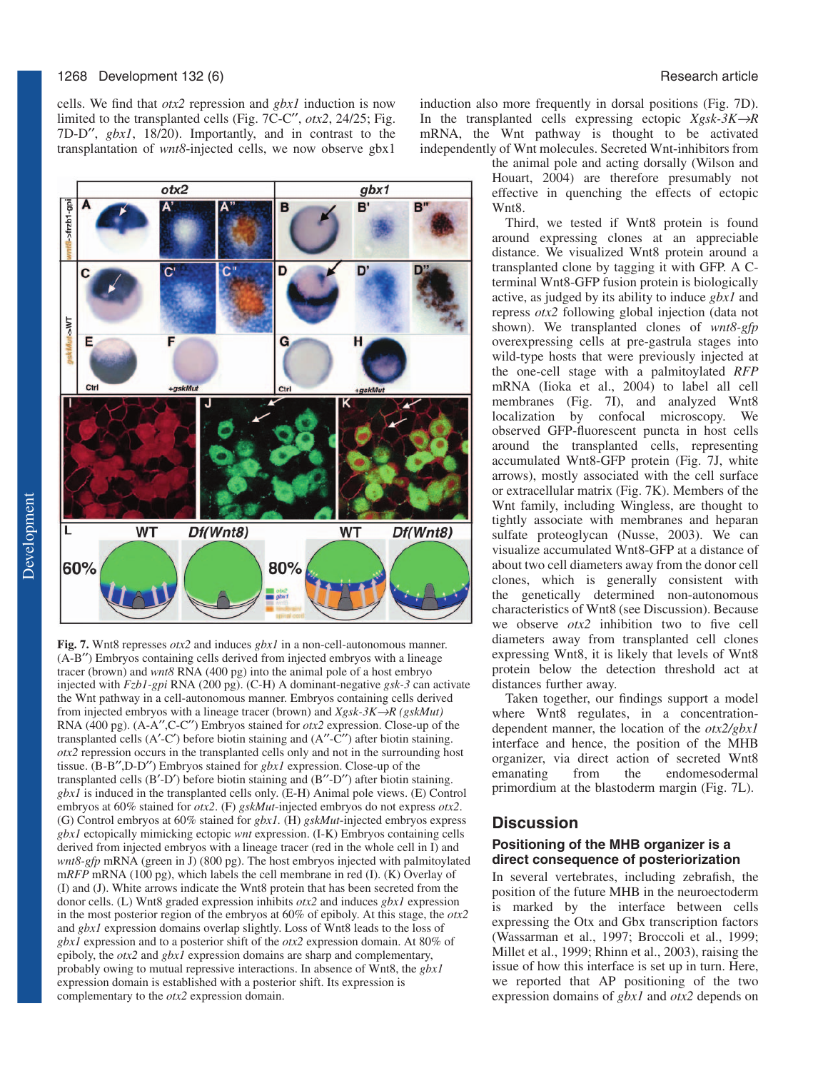cells. We find that *otx2* repression and *gbx1* induction is now limited to the transplanted cells (Fig. 7C-C″, *otx2*, 24/25; Fig. 7D-D″, *gbx1*, 18/20). Importantly, and in contrast to the transplantation of *wnt8*-injected cells, we now observe gbx1 induction also more frequently in dorsal positions (Fig. 7D). In the transplanted cells expressing ectopic *Xgsk-3K→R* mRNA, the Wnt pathway is thought to be activated independently of Wnt molecules. Secreted Wnt-inhibitors from the animal pole and acting dorsally (Wilson and Houart, 2004) are therefore presumably not effective in quenching the effects of ectopic Wnt8.

**Fig. 7.** Wnt8 represses *otx2* and induces *gbx1* in a non-cell-autonomous manner. (A-B″) Embryos containing cells derived from injected embryos with a lineage tracer (brown) and *wnt8* RNA (400 pg) into the animal pole of a host embryo injected with *Fzb1-gpi* RNA (200 pg). (C-H) A dominant-negative *gsk-3* can activate the Wnt pathway in a cell-autonomous manner. Embryos containing cells derived from injected embryos with a lineage tracer (brown) and *Xgsk-3K→R (gskMut)* RNA (400 pg). (A-A″,C-C″) Embryos stained for *otx2* expression. Close-up of the transplanted cells (A′-C′) before biotin staining and (A″-C″) after biotin staining. *otx2* repression occurs in the transplanted cells only and not in the surrounding host tissue. (B-B″,D-D″) Embryos stained for *gbx1* expression. Close-up of the transplanted cells (B′-D′) before biotin staining and (B″-D″) after biotin staining. *gbx1* is induced in the transplanted cells only. (E-H) Animal pole views. (E) Control embryos at 60% stained for *otx2*. (F) *gskMut*-injected embryos do not express *otx2*. (G) Control embryos at 60% stained for *gbx1*. (H) *gskMut*-injected embryos express *gbx1* ectopically mimicking ectopic *wnt* expression. (I-K) Embryos containing cells derived from injected embryos with a lineage tracer (red in the whole cell in I) and *wnt8-gfp* mRNA (green in J) (800 pg). The host embryos injected with palmitoylated m*RFP* mRNA (100 pg), which labels the cell membrane in red (I). (K) Overlay of (I) and (J). White arrows indicate the Wnt8 protein that has been secreted from the donor cells. (L) Wnt8 graded expression inhibits *otx2* and induces *gbx1* expression in the most posterior region of the embryos at 60% of epiboly. At this stage, the *otx2* and *gbx1* expression domains overlap slightly. Loss of Wnt8 leads to the loss of *gbx1* expression and to a posterior shift of the *otx2* expression domain. At 80% of epiboly, the *otx2* and *gbx1* expression domains are sharp and complementary, probably owing to mutual repressive interactions. In absence of Wnt8, the *gbx1* expression domain is established with a posterior shift. Its expression is complementary to the *otx2* expression domain.

Third, we tested if Wnt8 protein is found around expressing clones at an appreciable distance. We visualized Wnt8 protein around a transplanted clone by tagging it with GFP. A C-terminal Wnt8-GFP fusion protein is biologically active, as judged by its ability to induce *gbx1* and repress *otx2* following global injection (data not shown). We transplanted clones of *wnt8-gfp* overexpressing cells at pre-gastrula stages into wild-type hosts that were previously injected at the one-cell stage with a palmitoylated *RFP* mRNA (Iioka et al., 2004) to label all cell membranes (Fig. 7I), and analyzed Wnt8 localization by confocal microscopy. We observed GFP-fluorescent puncta in host cells around the transplanted cells, representing accumulated Wnt8-GFP protein (Fig. 7J, white arrows), mostly associated with the cell surface or extracellular matrix (Fig. 7K). Members of the Wnt family, including Wingless, are thought to tightly associate with membranes and heparan sulfate proteoglycan (Nusse, 2003). We can visualize accumulated Wnt8-GFP at a distance of about two cell diameters away from the donor cell clones, which is generally consistent with the genetically determined non-autonomous characteristics of Wnt8 (see Discussion). Because we observe *otx2* inhibition two to five cell diameters away from transplanted cell clones expressing Wnt8, it is likely that levels of Wnt8 protein below the detection threshold act at distances further away.

Taken together, our findings support a model where Wnt8 regulates, in a concentration-dependent manner, the location of the *otx2/gbx1* interface and hence, the position of the MHB organizer, via direct action of secreted Wnt8 emanating from the endomesodermal primordium at the blastoderm margin (Fig. 7L).

## Discussion

### Positioning of the MHB organizer is a direct consequence of posteriorization

In several vertebrates, including zebrafish, the position of the future MHB in the neuroectoderm is marked by the interface between cells expressing the Otx and Gbx transcription factors (Wassarman et al., 1997; Broccoli et al., 1999; Millet et al., 1999; Rhinn et al., 2003), raising the issue of how this interface is set up in turn. Here, we reported that AP positioning of the two expression domains of *gbx1* and *otx2* depends on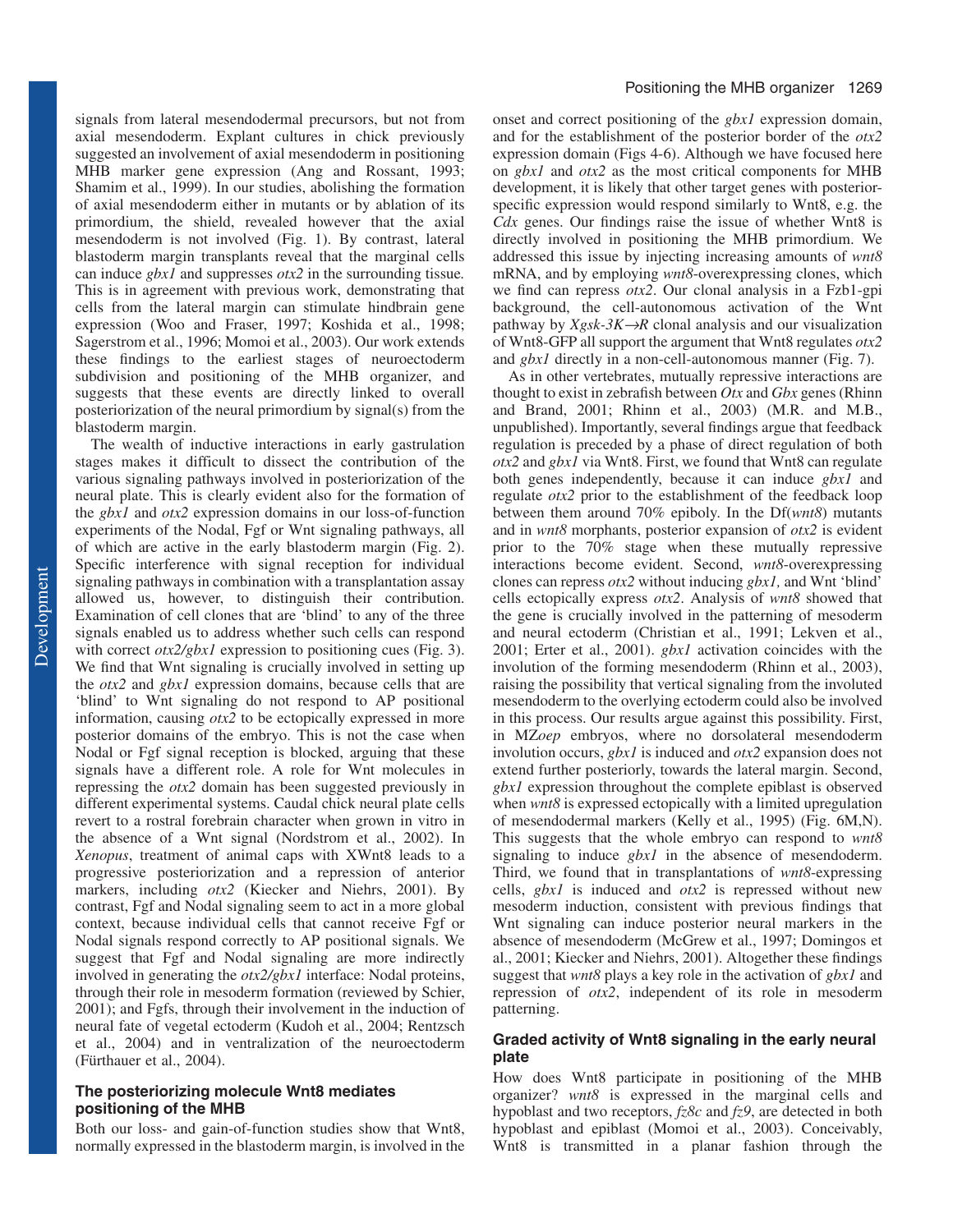signals from lateral mesendodermal precursors, but not from axial mesendoderm. Explant cultures in chick previously suggested an involvement of axial mesendoderm in positioning MHB marker gene expression (Ang and Rossant, 1993; Shamim et al., 1999). In our studies, abolishing the formation of axial mesendoderm either in mutants or by ablation of its primordium, the shield, revealed however that the axial mesendoderm is not involved (Fig. 1). By contrast, lateral blastoderm margin transplants reveal that the marginal cells can induce *gbx1* and suppresses *otx2* in the surrounding tissue. This is in agreement with previous work, demonstrating that cells from the lateral margin can stimulate hindbrain gene expression (Woo and Fraser, 1997; Koshida et al., 1998; Sagerstrom et al., 1996; Momoi et al., 2003). Our work extends these findings to the earliest stages of neuroectoderm subdivision and positioning of the MHB organizer, and suggests that these events are directly linked to overall posteriorization of the neural primordium by signal(s) from the blastoderm margin.

The wealth of inductive interactions in early gastrulation stages makes it difficult to dissect the contribution of the various signaling pathways involved in posteriorization of the neural plate. This is clearly evident also for the formation of the *gbx1* and *otx2* expression domains in our loss-of-function experiments of the Nodal, Fgf or Wnt signaling pathways, all of which are active in the early blastoderm margin (Fig. 2). Specific interference with signal reception for individual signaling pathways in combination with a transplantation assay allowed us, however, to distinguish their contribution. Examination of cell clones that are 'blind' to any of the three signals enabled us to address whether such cells can respond with correct *otx2/gbx1* expression to positioning cues (Fig. 3). We find that Wnt signaling is crucially involved in setting up the *otx2* and *gbx1* expression domains, because cells that are 'blind' to Wnt signaling do not respond to AP positional information, causing *otx2* to be ectopically expressed in more posterior domains of the embryo. This is not the case when Nodal or Fgf signal reception is blocked, arguing that these signals have a different role. A role for Wnt molecules in repressing the *otx2* domain has been suggested previously in different experimental systems. Caudal chick neural plate cells revert to a rostral forebrain character when grown in vitro in the absence of a Wnt signal (Nordstrom et al., 2002). In *Xenopus*, treatment of animal caps with XWnt8 leads to a progressive posteriorization and a repression of anterior markers, including *otx2* (Kiecker and Niehrs, 2001). By contrast, Fgf and Nodal signaling seem to act in a more global context, because individual cells that cannot receive Fgf or Nodal signals respond correctly to AP positional signals. We suggest that Fgf and Nodal signaling are more indirectly involved in generating the *otx2/gbx1* interface: Nodal proteins, through their role in mesoderm formation (reviewed by Schier, 2001); and Fgfs, through their involvement in the induction of neural fate of vegetal ectoderm (Kudoh et al., 2004; Rentzsch et al., 2004) and in ventralization of the neuroectoderm (Fürthauer et al., 2004).

### The posteriorizing molecule Wnt8 mediates positioning of the MHB

Both our loss- and gain-of-function studies show that Wnt8, normally expressed in the blastoderm margin, is involved in the onset and correct positioning of the *gbx1* expression domain, and for the establishment of the posterior border of the *otx2* expression domain (Figs 4-6). Although we have focused here on *gbx1* and *otx2* as the most critical components for MHB development, it is likely that other target genes with posterior-specific expression would respond similarly to Wnt8, e.g. the *Cdx* genes. Our findings raise the issue of whether Wnt8 is directly involved in positioning the MHB primordium. We addressed this issue by injecting increasing amounts of *wnt8* mRNA, and by employing *wnt8*-overexpressing clones, which we find can repress *otx2*. Our clonal analysis in a Fzb1-gpi background, the cell-autonomous activation of the Wnt pathway by *Xgsk-3K→R* clonal analysis and our visualization of Wnt8-GFP all support the argument that Wnt8 regulates *otx2* and *gbx1* directly in a non-cell-autonomous manner (Fig. 7).

As in other vertebrates, mutually repressive interactions are thought to exist in zebrafish between *Otx* and *Gbx* genes (Rhinn and Brand, 2001; Rhinn et al., 2003) (M.R. and M.B., unpublished). Importantly, several findings argue that feedback regulation is preceded by a phase of direct regulation of both *otx2* and *gbx1* via Wnt8. First, we found that Wnt8 can regulate both genes independently, because it can induce *gbx1* and regulate *otx2* prior to the establishment of the feedback loop between them around 70% epiboly. In the Df(*wnt8*) mutants and in *wnt8* morphants, posterior expansion of *otx2* is evident prior to the 70% stage when these mutually repressive interactions become evident. Second, *wnt8*-overexpressing clones can repress *otx2* without inducing *gbx1,* and Wnt 'blind' cells ectopically express *otx2*. Analysis of *wnt8* showed that the gene is crucially involved in the patterning of mesoderm and neural ectoderm (Christian et al., 1991; Lekven et al., 2001; Erter et al., 2001). *gbx1* activation coincides with the involution of the forming mesendoderm (Rhinn et al., 2003), raising the possibility that vertical signaling from the involuted mesendoderm to the overlying ectoderm could also be involved in this process. Our results argue against this possibility. First, in MZ*oep* embryos, where no dorsolateral mesendoderm involution occurs, *gbx1* is induced and *otx2* expansion does not extend further posteriorly, towards the lateral margin. Second, *gbx1* expression throughout the complete epiblast is observed when *wnt8* is expressed ectopically with a limited upregulation of mesendodermal markers (Kelly et al., 1995) (Fig. 6M,N). This suggests that the whole embryo can respond to *wnt8* signaling to induce *gbx1* in the absence of mesendoderm. Third, we found that in transplantations of *wnt8*-expressing cells, *gbx1* is induced and *otx2* is repressed without new mesoderm induction, consistent with previous findings that Wnt signaling can induce posterior neural markers in the absence of mesendoderm (McGrew et al., 1997; Domingos et al., 2001; Kiecker and Niehrs, 2001). Altogether these findings suggest that *wnt8* plays a key role in the activation of *gbx1* and repression of *otx2*, independent of its role in mesoderm patterning.

### Graded activity of Wnt8 signaling in the early neural plate

How does Wnt8 participate in positioning of the MHB organizer? *wnt8* is expressed in the marginal cells and hypoblast and two receptors, *fz8c* and *fz9*, are detected in both hypoblast and epiblast (Momoi et al., 2003). Conceivably, Wnt8 is transmitted in a planar fashion through the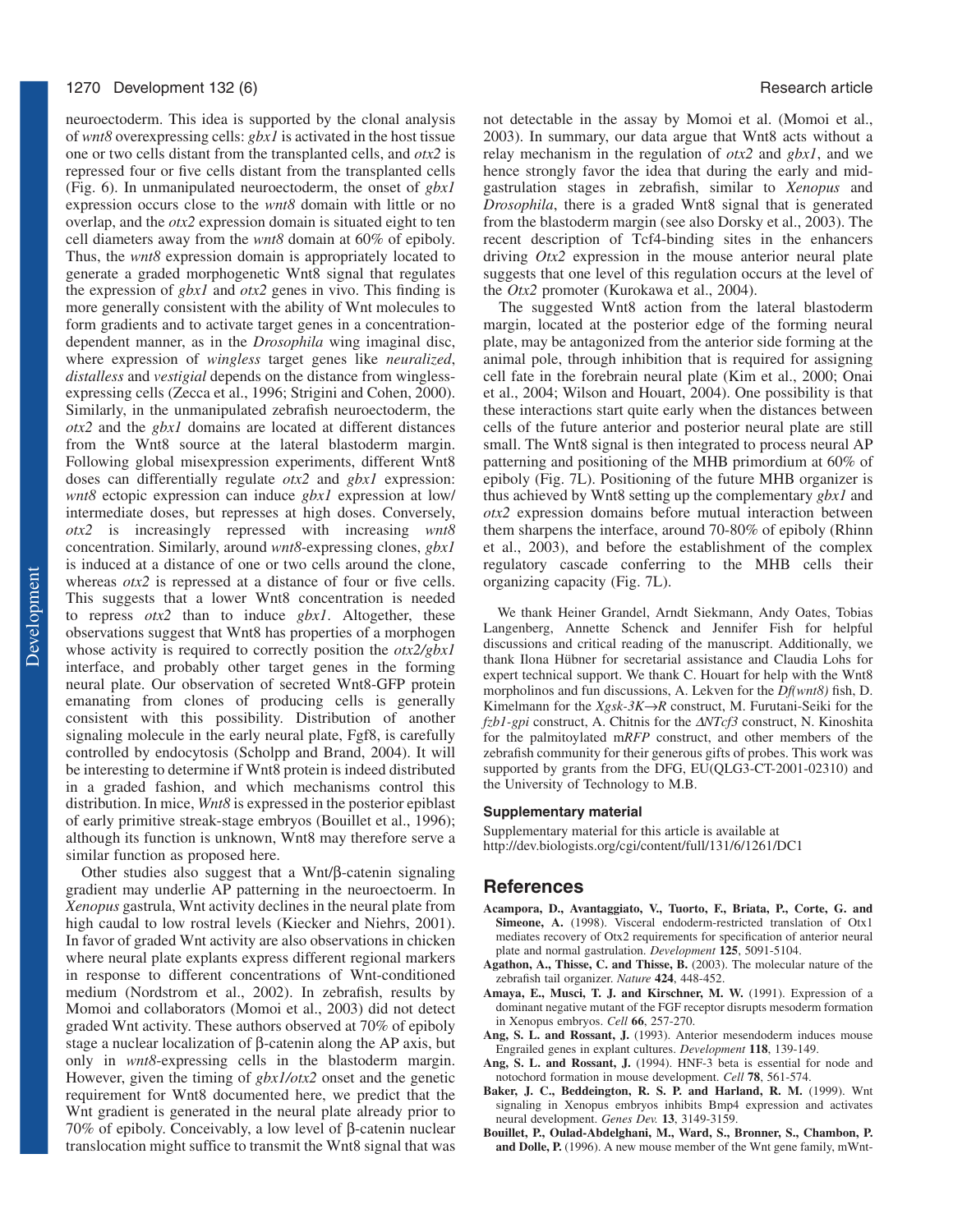neuroectoderm. This idea is supported by the clonal analysis of *wnt8* overexpressing cells: *gbx1* is activated in the host tissue one or two cells distant from the transplanted cells, and *otx2* is repressed four or five cells distant from the transplanted cells (Fig. 6). In unmanipulated neuroectoderm, the onset of *gbx1* expression occurs close to the *wnt8* domain with little or no overlap, and the *otx2* expression domain is situated eight to ten cell diameters away from the *wnt8* domain at 60% of epiboly. Thus, the *wnt8* expression domain is appropriately located to generate a graded morphogenetic Wnt8 signal that regulates the expression of *gbx1* and *otx2* genes in vivo. This finding is more generally consistent with the ability of Wnt molecules to form gradients and to activate target genes in a concentration-dependent manner, as in the *Drosophila* wing imaginal disc, where expression of *wingless* target genes like *neuralized*, *distalless* and *vestigial* depends on the distance from wingless-expressing cells (Zecca et al., 1996; Strigini and Cohen, 2000). Similarly, in the unmanipulated zebrafish neuroectoderm, the *otx2* and the *gbx1* domains are located at different distances from the Wnt8 source at the lateral blastoderm margin. Following global misexpression experiments, different Wnt8 doses can differentially regulate *otx2* and *gbx1* expression: *wnt8* ectopic expression can induce *gbx1* expression at low/intermediate doses, but represses at high doses. Conversely, *otx2* is increasingly repressed with increasing *wnt8* concentration. Similarly, around *wnt8*-expressing clones, *gbx1* is induced at a distance of one or two cells around the clone, whereas *otx2* is repressed at a distance of four or five cells. This suggests that a lower Wnt8 concentration is needed to repress *otx2* than to induce *gbx1*. Altogether, these observations suggest that Wnt8 has properties of a morphogen whose activity is required to correctly position the *otx2/gbx1* interface, and probably other target genes in the forming neural plate. Our observation of secreted Wnt8-GFP protein emanating from clones of producing cells is generally consistent with this possibility. Distribution of another signaling molecule in the early neural plate, Fgf8, is carefully controlled by endocytosis (Scholpp and Brand, 2004). It will be interesting to determine if Wnt8 protein is indeed distributed in a graded fashion, and which mechanisms control this distribution. In mice, *Wnt8* is expressed in the posterior epiblast of early primitive streak-stage embryos (Bouillet et al., 1996); although its function is unknown, Wnt8 may therefore serve a similar function as proposed here.

Other studies also suggest that a Wnt/β-catenin signaling gradient may underlie AP patterning in the neuroectoerm. In *Xenopus* gastrula, Wnt activity declines in the neural plate from high caudal to low rostral levels (Kiecker and Niehrs, 2001). In favor of graded Wnt activity are also observations in chicken where neural plate explants express different regional markers in response to different concentrations of Wnt-conditioned medium (Nordstrom et al., 2002). In zebrafish, results by Momoi and collaborators (Momoi et al., 2003) did not detect graded Wnt activity. These authors observed at 70% of epiboly stage a nuclear localization of β-catenin along the AP axis, but only in *wnt8*-expressing cells in the blastoderm margin. However, given the timing of *gbx1/otx2* onset and the genetic requirement for Wnt8 documented here, we predict that the Wnt gradient is generated in the neural plate already prior to 70% of epiboly. Conceivably, a low level of β-catenin nuclear translocation might suffice to transmit the Wnt8 signal that was not detectable in the assay by Momoi et al. (Momoi et al., 2003). In summary, our data argue that Wnt8 acts without a relay mechanism in the regulation of *otx2* and *gbx1*, and we hence strongly favor the idea that during the early and mid-gastrulation stages in zebrafish, similar to *Xenopus* and *Drosophila*, there is a graded Wnt8 signal that is generated from the blastoderm margin (see also Dorsky et al., 2003). The recent description of Tcf4-binding sites in the enhancers driving *Otx2* expression in the mouse anterior neural plate suggests that one level of this regulation occurs at the level of the *Otx2* promoter (Kurokawa et al., 2004).

The suggested Wnt8 action from the lateral blastoderm margin, located at the posterior edge of the forming neural plate, may be antagonized from the anterior side forming at the animal pole, through inhibition that is required for assigning cell fate in the forebrain neural plate (Kim et al., 2000; Onai et al., 2004; Wilson and Houart, 2004). One possibility is that these interactions start quite early when the distances between cells of the future anterior and posterior neural plate are still small. The Wnt8 signal is then integrated to process neural AP patterning and positioning of the MHB primordium at 60% of epiboly (Fig. 7L). Positioning of the future MHB organizer is thus achieved by Wnt8 setting up the complementary *gbx1* and *otx2* expression domains before mutual interaction between them sharpens the interface, around 70-80% of epiboly (Rhinn et al., 2003), and before the establishment of the complex regulatory cascade conferring to the MHB cells their organizing capacity (Fig. 7L).

We thank Heiner Grandel, Arndt Siekmann, Andy Oates, Tobias Langenberg, Annette Schenck and Jennifer Fish for helpful discussions and critical reading of the manuscript. Additionally, we thank Ilona Hübner for secretarial assistance and Claudia Lohs for expert technical support. We thank C. Houart for help with the Wnt8 morpholinos and fun discussions, A. Lekven for the *Df(wnt8)* fish, D. Kimelmann for the *Xgsk-3K→R* construct, M. Furutani-Seiki for the *fzb1-gpi* construct, A. Chitnis for the *ΔNTcf3* construct, N. Kinoshita for the palmitoylated m*RFP* construct, and other members of the zebrafish community for their generous gifts of probes. This work was supported by grants from the DFG, EU(QLG3-CT-2001-02310) and the University of Technology to M.B.

### Supplementary material

Supplementary material for this article is available at http://dev.biologists.org/cgi/content/full/131/6/1261/DC1

## References

**Acampora, D., Avantaggiato, V., Tuorto, F., Briata, P., Corte, G. and Simeone, A.** (1998). Visceral endoderm-restricted translation of Otx1 mediates recovery of Otx2 requirements for specification of anterior neural plate and normal gastrulation. *Development* **125**, 5091-5104.

**Agathon, A., Thisse, C. and Thisse, B.** (2003). The molecular nature of the zebrafish tail organizer. *Nature* **424**, 448-452.

**Amaya, E., Musci, T. J. and Kirschner, M. W.** (1991). Expression of a dominant negative mutant of the FGF receptor disrupts mesoderm formation in Xenopus embryos. *Cell* **66**, 257-270.

**Ang, S. L. and Rossant, J.** (1993). Anterior mesendoderm induces mouse Engrailed genes in explant cultures. *Development* **118**, 139-149.

**Ang, S. L. and Rossant, J.** (1994). HNF-3 beta is essential for node and notochord formation in mouse development. *Cell* **78**, 561-574.

**Baker, J. C., Beddeington, R. S. P. and Harland, R. M.** (1999). Wnt signaling in Xenopus embryos inhibits Bmp4 expression and activates neural development. *Genes Dev.* **13**, 3149-3159.

**Bouillet, P., Oulad-Abdelghani, M., Ward, S., Bronner, S., Chambon, P. and Dolle, P.** (1996). A new mouse member of the Wnt gene family, mWnt-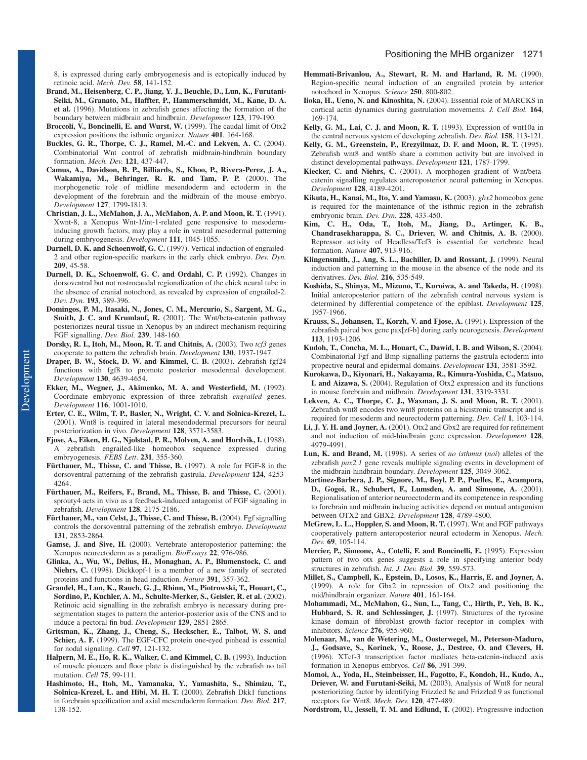8, is expressed during early embryogenesis and is ectopically induced by retinoic acid. *Mech. Dev.* **58**, 141-152.

**Brand, M., Heisenberg, C. P., Jiang, Y. J., Beuchle, D., Lun, K., Furutani-Seiki, M., Granato, M., Haffter, P., Hammerschmidt, M., Kane, D. A. et al.** (1996). Mutations in zebrafish genes affecting the formation of the boundary between midbrain and hindbrain. *Development* **123**, 179-190.

**Broccoli, V., Boncinelli, E. and Wurst, W.** (1999). The caudal limit of Otx2 expression positions the isthmic organizer. *Nature* **401**, 164-168.

**Buckles, G. R., Thorpe, C. J., Ramel, M.-C. and Lekven, A. C.** (2004). Combinatorial Wnt control of zebrafish midbrain-hindbrain boundary formation. *Mech. Dev.* **121**, 437-447.

**Camus, A., Davidson, B. P., Billiards, S., Khoo, P., Rivera-Perez, J. A., Wakamiya, M., Behringer, R. R. and Tam, P. P.** (2000). The morphogenetic role of midline mesendoderm and ectoderm in the development of the forebrain and the midbrain of the mouse embryo. *Development* **127**, 1799-1813.

**Christian, J. L., McMahon, J. A., McMahon, A. P. and Moon, R. T.** (1991). Xwnt-8, a Xenopus Wnt-1/int-1-related gene responsive to mesoderm-inducing growth factors, may play a role in ventral mesodermal patterning during embryogenesis. *Development* **111**, 1045-1055.

**Darnell, D. K. and Schoenwolf, G. C.** (1997). Vertical induction of engrailed-2 and other region-specific markers in the early chick embryo. *Dev. Dyn.* **209**, 45-58.

**Darnell, D. K., Schoenwolf, G. C. and Ordahl, C. P.** (1992). Changes in dorsoventral but not rostrocaudal regionalization of the chick neural tube in the absence of cranial notochord, as revealed by expression of engrailed-2. *Dev. Dyn.* **193**, 389-396.

**Domingos, P. M., Itasaki, N., Jones, C. M., Mercurio, S., Sargent, M. G., Smith, J. C. and Krumlauf, R.** (2001). The Wnt/beta-catenin pathway posteriorizes neural tissue in Xenopus by an indirect mechanism requiring FGF signalling. *Dev. Biol.* **239**, 148-160.

**Dorsky, R. I., Itoh, M., Moon, R. T. and Chitnis, A.** (2003). Two *tcf3* genes cooperate to pattern the zebrafish brain. *Development* **130**, 1937-1947.

**Draper, B. W., Stock, D. W. and Kimmel, C. B.** (2003). Zebrafish fgf24 functions with fgf8 to promote posterior mesodermal development. *Development* **130**, 4639-4654.

**Ekker, M., Wegner, J., Akimenko, M. A. and Westerfield, M.** (1992). Coordinate embryonic expression of three zebrafish *engrailed* genes. *Development* **116**, 1001-1010.

**Erter, C. E., Wilm, T. P., Basler, N., Wright, C. V. and Solnica-Krezel, L.** (2001). Wnt8 is required in lateral mesendodermal precursors for neural posteriorization in vivo. *Development* **128**, 3571-3583.

**Fjose, A., Eiken, H. G., Njolstad, P. R., Molven, A. and Hordvik, I.** (1988). A zebrafish engrailed-like homeobox sequence expressed during embryogenesis. *FEBS Lett.* **231**, 355-360.

**Fürthauer, M., Thisse, C. and Thisse, B.** (1997). A role for FGF-8 in the dorsoventral patterning of the zebrafish gastrula. *Development* **124**, 4253-4264.

**Fürthauer, M., Reifers, F., Brand, M., Thisse, B. and Thisse, C.** (2001). sprouty4 acts in vivo as a feedback-induced antagonist of FGF signaling in zebrafish. *Development* **128**, 2175-2186.

**Fürthauer, M., van Celst, J., Thisse, C. and Thisse, B.** (2004). Fgf signalling controls the dorsoventral patterning of the zebrafish embryo. *Development* **131**, 2853-2864.

**Gamse, J. and Sive, H.** (2000). Vertebrate anteroposterior patterning: the Xenopus neurectoderm as a paradigm. *BioEssays* **22**, 976-986.

**Glinka, A., Wu, W., Delius, H., Monaghan, A. P., Blumenstock, C. and Niehrs, C.** (1998). Dickkopf-1 is a member of a new family of secreted proteins and functions in head induction. *Nature* **391**, 357-362.

**Grandel, H., Lun, K., Rauch, G. J., Rhinn, M., Piotrowski, T., Houart, C., Sordino, P., Kuchler, A. M., Schulte-Merker, S., Geisler, R. et al.** (2002). Retinoic acid signalling in the zebrafish embryo is necessary during pre-segmentation stages to pattern the anterior-posterior axis of the CNS and to induce a pectoral fin bud. *Development* **129**, 2851-2865.

**Gritsman, K., Zhang, J., Cheng, S., Heckscher, E., Talbot, W. S. and Schier, A. F.** (1999). The EGF-CFC protein one-eyed pinhead is essential for nodal signaling. *Cell* **97**, 121-132.

**Halpern, M. E., Ho, R. K., Walker, C. and Kimmel, C. B.** (1993). Induction of muscle pioneers and floor plate is distinguished by the zebrafish no tail mutation. *Cell* **75**, 99-111.

**Hashimoto, H., Itoh, M., Yamanaka, Y., Yamashita, S., Shimizu, T., Solnica-Krezel, L. and Hibi, M. H. T.** (2000). Zebrafish Dkk1 functions in forebrain specification and axial mesendoderm formation. *Dev. Biol.* **217**, 138-152.

**Hemmati-Brivanlou, A., Stewart, R. M. and Harland, R. M.** (1990). Region-specific neural induction of an engrailed protein by anterior notochord in Xenopus. *Science* **250**, 800-802.

**Iioka, H., Ueno, N. and Kinoshita, N.** (2004). Essential role of MARCKS in cortical actin dynamics during gastrulation movements. *J. Cell Biol.* **164**, 169-174.

**Kelly, G. M., Lai, C. J. and Moon, R. T.** (1993). Expression of wnt10a in the central nervous system of developing zebrafish. *Dev. Biol.* **158**, 113-121.

**Kelly, G. M., Greenstein, P., Erezyilmaz, D. F. and Moon, R. T.** (1995). Zebrafish wnt8 and wnt8b share a common activity but are involved in distinct developmental pathways. *Development* **121**, 1787-1799.

**Kiecker, C. and Niehrs, C.** (2001). A morphogen gradient of Wnt/beta-catenin signalling regulates anteroposterior neural patterning in Xenopus. *Development* **128**, 4189-4201.

**Kikuta, H., Kanai, M., Ito, Y. and Yamasu, K.** (2003). *gbx2* homeobox gene is required for the maintenance of the isthmic region in the zebrafish embryonic brain. *Dev. Dyn.* **228**, 433-450.

**Kim, C. H., Oda, T., Itoh, M., Jiang, D., Artinger, K. B., Chandrasekharappa, S. C., Driever, W. and Chitnis, A. B.** (2000). Repressor activity of Headless/Tcf3 is essential for vertebrate head formation. *Nature* **407**, 913-916.

**Klingensmith, J., Ang, S. L., Bachiller, D. and Rossant, J.** (1999). Neural induction and patterning in the mouse in the absence of the node and its derivatives. *Dev. Biol.* **216**, 535-549.

**Koshida, S., Shinya, M., Mizuno, T., Kuroiwa, A. and Takeda, H.** (1998). Initial anteroposterior pattern of the zebrafish central nervous system is determined by differential competence of the epiblast. *Development* **125**, 1957-1966.

**Krauss, S., Johansen, T., Korzh, V. and Fjose, A.** (1991). Expression of the zebrafish paired box gene pax[zf-b] during early neurogenesis. *Development* **113**, 1193-1206.

**Kudoh, T., Concha, M. L., Houart, C., Dawid, I. B. and Wilson, S.** (2004). Combinatorial Fgf and Bmp signalling patterns the gastrula ectoderm into propective neural and epidermal domains. *Development* **131**, 3581-3592.

**Kurokawa, D., Kiyonari, H., Nakayama, R., Kimura-Yoshida, C., Matsuo, I. and Aizawa, S.** (2004). Regulation of Otx2 expression and its functions in mouse forebrain and midbrain. *Development* **131**, 3319-3331.

**Lekven, A. C., Thorpe, C. J., Waxman, J. S. and Moon, R. T.** (2001). Zebrafish wnt8 encodes two wnt8 proteins on a bicistronic transcript and is required for mesoderm and neurectoderm patterning. *Dev. Cell* **1**, 103-114.

**Li, J. Y. H. and Joyner, A.** (2001). Otx2 and Gbx2 are required for refinement and not induction of mid-hindbrain gene expression. *Development* **128**, 4979-4991.

**Lun, K. and Brand, M.** (1998). A series of *no isthmus* (*noi*) alleles of the zebrafish *pax2.1* gene reveals multiple signaling events in development of the midbrain-hindbrain boundary. *Development* **125**, 3049-3062.

**Martinez-Barbera, J. P., Signore, M., Boyl, P. P., Puelles, E., Acampora, D., Gogoi, R., Schubert, F., Lumsden, A. and Simeone, A.** (2001). Regionalisation of anterior neuroectoderm and its competence in responding to forebrain and midbrain inducing activities depend on mutual antagonism between OTX2 and GBX2. *Development* **128**, 4789-4800.

**McGrew, L. L., Hoppler, S. and Moon, R. T.** (1997). Wnt and FGF pathways cooperatively pattern anteroposterior neural ectoderm in Xenopus. *Mech. Dev.* **69**, 105-114.

**Mercier, P., Simeone, A., Cotelli, F. and Boncinelli, E.** (1995). Expression pattern of two otx genes suggests a role in specifying anterior body structures in zebrafish. *Int. J. Dev. Biol.* **39**, 559-573.

**Millet, S., Campbell, K., Epstein, D., Losos, K., Harris, E. and Joyner, A.** (1999). A role for Gbx2 in repression of Otx2 and positioning the mid/hindbrain organizer. *Nature* **401**, 161-164.

**Mohammadi, M., McMahon, G., Sun, L., Tang, C., Hirth, P., Yeh, B. K., Hubbard, S. R. and Schlessinger, J.** (1997). Structures of the tyrosine kinase domain of fibroblast growth factor receptor in complex with inhibitors. *Science* **276**, 955-960.

**Molenaar, M., van de Wetering, M., Oosterwegel, M., Peterson-Maduro, J., Godsave, S., Korinek, V., Roose, J., Destree, O. and Clevers, H.** (1996). XTcf-3 transcription factor mediates beta-catenin-induced axis formation in Xenopus embryos. *Cell* **86**, 391-399.

**Momoi, A., Yoda, H., Steinbeisser, H., Fagotto, F., Kondoh, H., Kudo, A., Driever, W. and Furutani-Seiki, M.** (2003). Analysis of Wnt8 for neural posteriorizing factor by identifying Frizzled 8c and Frizzled 9 as functional receptors for Wnt8. *Mech. Dev.* **120**, 477-489.

**Nordstrom, U., Jessell, T. M. and Edlund, T.** (2002). Progressive induction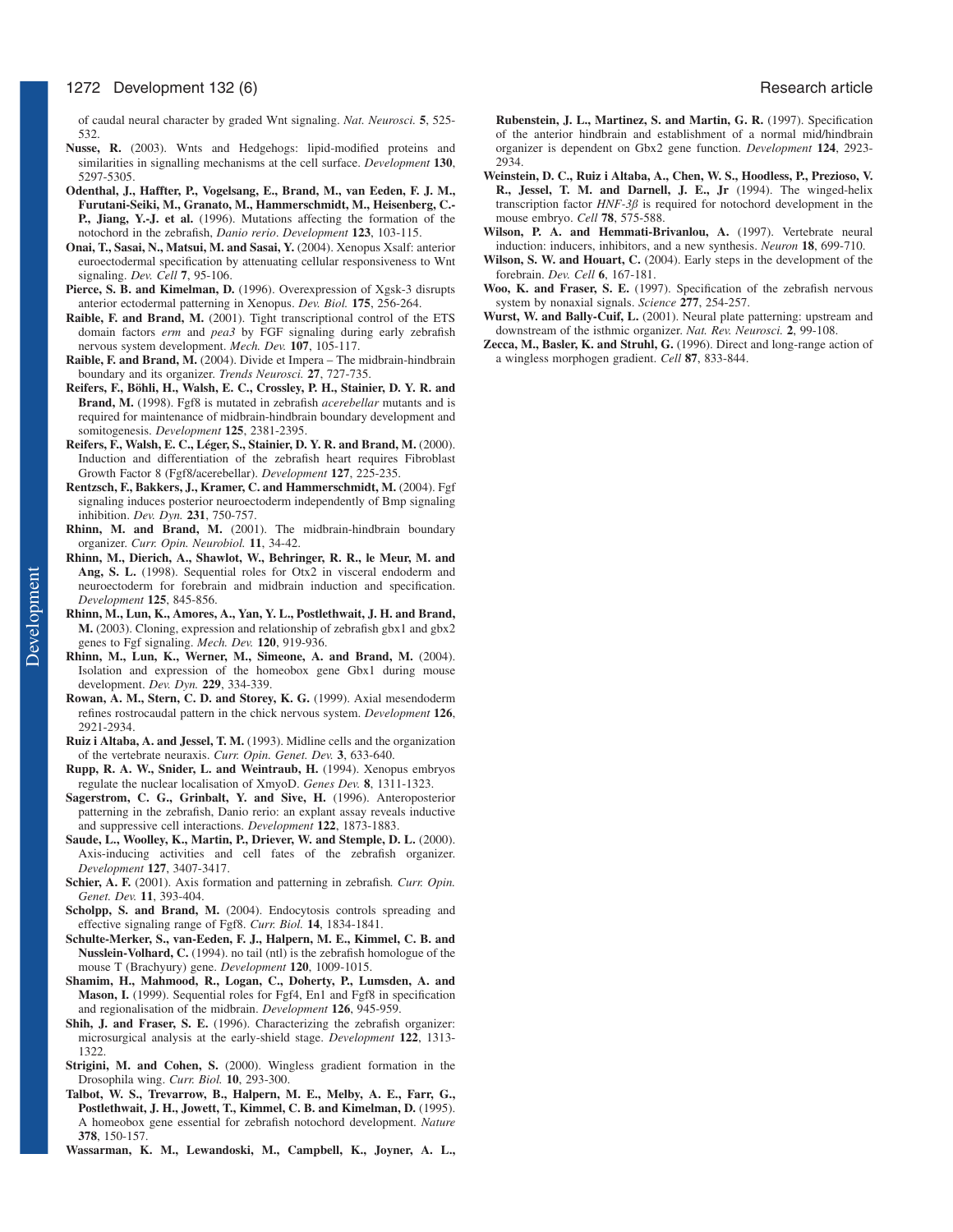of caudal neural character by graded Wnt signaling. *Nat. Neurosci.* **5**, 525-532.

**Nusse, R.** (2003). Wnts and Hedgehogs: lipid-modified proteins and similarities in signaling mechanisms at the cell surface. *Development* **130**, 5297-5305.

**Odenthal, J., Haffter, P., Vogelsang, E., Brand, M., van Eeden, F. J. M., Furutani-Seiki, M., Granato, M., Hammerschmidt, M., Heisenberg, C.-P., Jiang, Y.-J. et al.** (1996). Mutations affecting the formation of the notochord in the zebrafish, *Danio rerio*. *Development* **123**, 103-115.

**Onai, T., Sasai, N., Matsui, M. and Sasai, Y.** (2004). Xenopus Xsalf: anterior euroectodermal specification by attenuating cellular responsiveness to Wnt signaling. *Dev. Cell* **7**, 95-106.

**Pierce, S. B. and Kimelman, D.** (1996). Overexpression of Xgsk-3 disrupts anterior ectodermal patterning in Xenopus. *Dev. Biol.* **175**, 256-264.

**Raible, F. and Brand, M.** (2001). Tight transcriptional control of the ETS domain factors *erm* and *pea3* by FGF signaling during early zebrafish nervous system development. *Mech. Dev.* **107**, 105-117.

**Raible, F. and Brand, M.** (2004). Divide et Impera – The midbrain-hindbrain boundary and its organizer. *Trends Neurosci.* **27**, 727-735.

**Reifers, F., Böhli, H., Walsh, E. C., Crossley, P. H., Stainier, D. Y. R. and Brand, M.** (1998). Fgf8 is mutated in zebrafish *acerebellar* mutants and is required for maintenance of midbrain-hindbrain boundary development and somitogenesis. *Development* **125**, 2381-2395.

**Reifers, F., Walsh, E. C., Léger, S., Stainier, D. Y. R. and Brand, M.** (2000). Induction and differentiation of the zebrafish heart requires Fibroblast Growth Factor 8 (Fgf8/acerebellar). *Development* **127**, 225-235.

**Rentzsch, F., Bakkers, J., Kramer, C. and Hammerschmidt, M.** (2004). Fgf signaling induces posterior neuroectoderm independently of Bmp signaling inhibition. *Dev. Dyn.* **231**, 750-757.

**Rhinn, M. and Brand, M.** (2001). The midbrain-hindbrain boundary organizer. *Curr. Opin. Neurobiol.* **11**, 34-42.

**Rhinn, M., Dierich, A., Shawlot, W., Behringer, R. R., le Meur, M. and Ang, S. L.** (1998). Sequential roles for Otx2 in visceral endoderm and neuroectoderm for forebrain and midbrain induction and specification. *Development* **125**, 845-856.

**Rhinn, M., Lun, K., Amores, A., Yan, Y. L., Postlethwait, J. H. and Brand, M.** (2003). Cloning, expression and relationship of zebrafish gbx1 and gbx2 genes to Fgf signaling. *Mech. Dev.* **120**, 919-936.

**Rhinn, M., Lun, K., Werner, M., Simeone, A. and Brand, M.** (2004). Isolation and expression of the homeobox gene Gbx1 during mouse development. *Dev. Dyn.* **229**, 334-339.

**Rowan, A. M., Stern, C. D. and Storey, K. G.** (1999). Axial mesendoderm refines rostrocaudal pattern in the chick nervous system. *Development* **126**, 2921-2934.

**Ruiz i Altaba, A. and Jessel, T. M.** (1993). Midline cells and the organization of the vertebrate neuraxis. *Curr. Opin. Genet. Dev.* **3**, 633-640.

**Rupp, R. A. W., Snider, L. and Weintraub, H.** (1994). Xenopus embryos regulate the nuclear localisation of XmyoD. *Genes Dev.* **8**, 1311-1323.

**Sagerstrom, C. G., Grinbalt, Y. and Sive, H.** (1996). Anteroposterior patterning in the zebrafish, Danio rerio: an explant assay reveals inductive and suppressive cell interactions. *Development* **122**, 1873-1883.

**Saude, L., Woolley, K., Martin, P., Driever, W. and Stemple, D. L.** (2000). Axis-inducing activities and cell fates of the zebrafish organizer. *Development* **127**, 3407-3417.

**Schier, A. F.** (2001). Axis formation and patterning in zebrafish. *Curr. Opin. Genet. Dev.* **11**, 393-404.

**Scholpp, S. and Brand, M.** (2004). Endocytosis controls spreading and effective signaling range of Fgf8. *Curr. Biol.* **14**, 1834-1841.

**Schulte-Merker, S., van-Eeden, F. J., Halpern, M. E., Kimmel, C. B. and Nusslein-Volhard, C.** (1994). no tail (ntl) is the zebrafish homologue of the mouse T (Brachyury) gene. *Development* **120**, 1009-1015.

**Shamim, H., Mahmood, R., Logan, C., Doherty, P., Lumsden, A. and Mason, I.** (1999). Sequential roles for Fgf4, En1 and Fgf8 in specification and regionalisation of the midbrain. *Development* **126**, 945-959.

**Shih, J. and Fraser, S. E.** (1996). Characterizing the zebrafish organizer: microsurgical analysis at the early-shield stage. *Development* **122**, 1313-1322.

**Strigini, M. and Cohen, S.** (2000). Wingless gradient formation in the Drosophila wing. *Curr. Biol.* **10**, 293-300.

**Talbot, W. S., Trevarrow, B., Halpern, M. E., Melby, A. E., Farr, G., Postlethwait, J. H., Jowett, T., Kimmel, C. B. and Kimelman, D.** (1995). A homeobox gene essential for zebrafish notochord development. *Nature* **378**, 150-157.

**Wassarman, K. M., Lewandoski, M., Campbell, K., Joyner, A. L., Rubenstein, J. L., Martinez, S. and Martin, G. R.** (1997). Specification of the anterior hindbrain and establishment of a normal mid/hindbrain organizer is dependent on Gbx2 gene function. *Development* **124**, 2923-2934.

**Weinstein, D. C., Ruiz i Altaba, A., Chen, W. S., Hoodless, P., Prezioso, V. R., Jessel, T. M. and Darnell, J. E., Jr** (1994). The winged-helix transcription factor *HNF-3β* is required for notochord development in the mouse embryo. *Cell* **78**, 575-588.

**Wilson, P. A. and Hemmati-Brivanlou, A.** (1997). Vertebrate neural induction: inducers, inhibitors, and a new synthesis. *Neuron* **18**, 699-710.

**Wilson, S. W. and Houart, C.** (2004). Early steps in the development of the forebrain. *Dev. Cell* **6**, 167-181.

**Woo, K. and Fraser, S. E.** (1997). Specification of the zebrafish nervous system by nonaxial signals. *Science* **277**, 254-257.

**Wurst, W. and Bally-Cuif, L.** (2001). Neural plate patterning: upstream and downstream of the isthmic organizer. *Nat. Rev. Neurosci.* **2**, 99-108.

**Zecca, M., Basler, K. and Struhl, G.** (1996). Direct and long-range action of a wingless morphogen gradient. *Cell* **87**, 833-844.